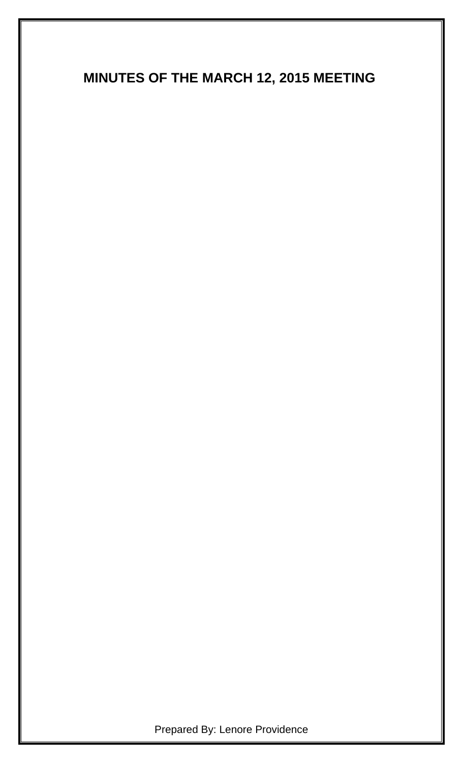# MINUTES OF THE MARCH 12, 2015 MEETING

Prepared By: Lenore Providence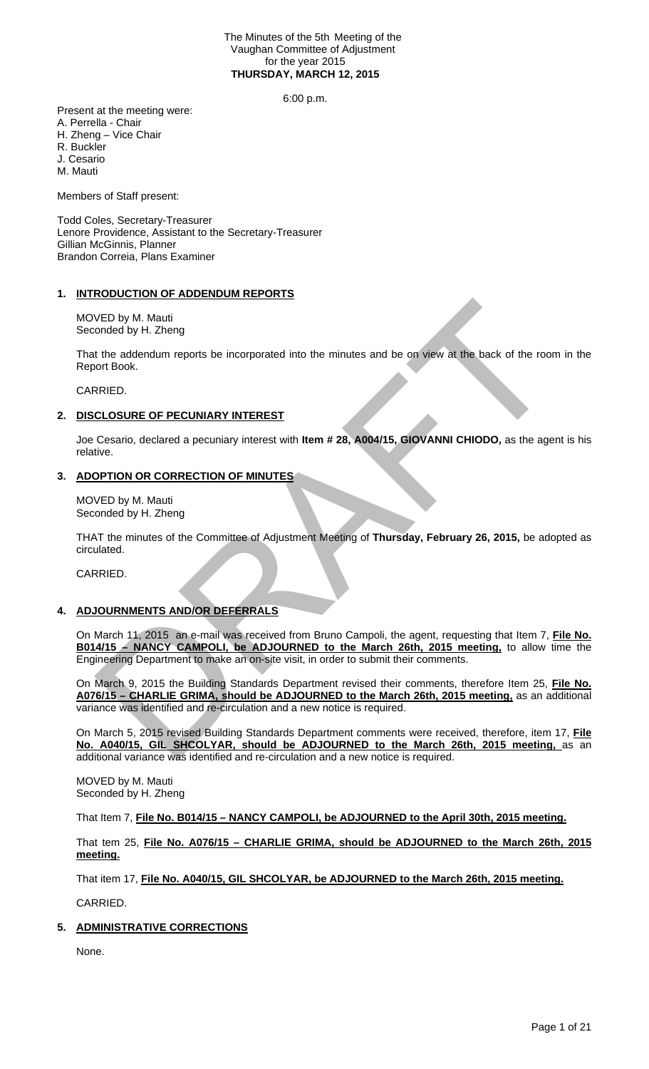The Minutes of the 5th Meeting of the
Vaughan Committee of Adjustment
for the year 2015
**THURSDAY, MARCH 12, 2015**

6:00 p.m.

Present at the meeting were:
A. Perrella - Chair
H. Zheng – Vice Chair
R. Buckler
J. Cesario
M. Mauti

Members of Staff present:

Todd Coles, Secretary-Treasurer
Lenore Providence, Assistant to the Secretary-Treasurer
Gillian McGinnis, Planner
Brandon Correia, Plans Examiner

## 1. INTRODUCTION OF ADDENDUM REPORTS

MOVED by M. Mauti
Seconded by H. Zheng

That the addendum reports be incorporated into the minutes and be on view at the back of the room in the Report Book.

CARRIED.

## 2. DISCLOSURE OF PECUNIARY INTEREST

Joe Cesario, declared a pecuniary interest with **Item # 28, A004/15, GIOVANNI CHIODO,** as the agent is his relative.

## 3. ADOPTION OR CORRECTION OF MINUTES

MOVED by M. Mauti
Seconded by H. Zheng

THAT the minutes of the Committee of Adjustment Meeting of **Thursday, February 26, 2015,** be adopted as circulated.

CARRIED.

## 4. ADJOURNMENTS AND/OR DEFERRALS

On March 11, 2015 an e-mail was received from Bruno Campoli, the agent, requesting that Item 7, **File No. B014/15 – NANCY CAMPOLI, be ADJOURNED to the March 26th, 2015 meeting,** to allow time the Engineering Department to make an on-site visit, in order to submit their comments.

On March 9, 2015 the Building Standards Department revised their comments, therefore Item 25, **File No. A076/15 – CHARLIE GRIMA, should be ADJOURNED to the March 26th, 2015 meeting,** as an additional variance was identified and re-circulation and a new notice is required.

On March 5, 2015 revised Building Standards Department comments were received, therefore, item 17, **File No. A040/15, GIL SHCOLYAR, should be ADJOURNED to the March 26th, 2015 meeting,** as an additional variance was identified and re-circulation and a new notice is required.

MOVED by M. Mauti
Seconded by H. Zheng

That Item 7, **File No. B014/15 – NANCY CAMPOLI, be ADJOURNED to the April 30th, 2015 meeting.**

That tem 25, **File No. A076/15 – CHARLIE GRIMA, should be ADJOURNED to the March 26th, 2015 meeting.**

That item 17, **File No. A040/15, GIL SHCOLYAR, be ADJOURNED to the March 26th, 2015 meeting.**

CARRIED.

## 5. ADMINISTRATIVE CORRECTIONS

None.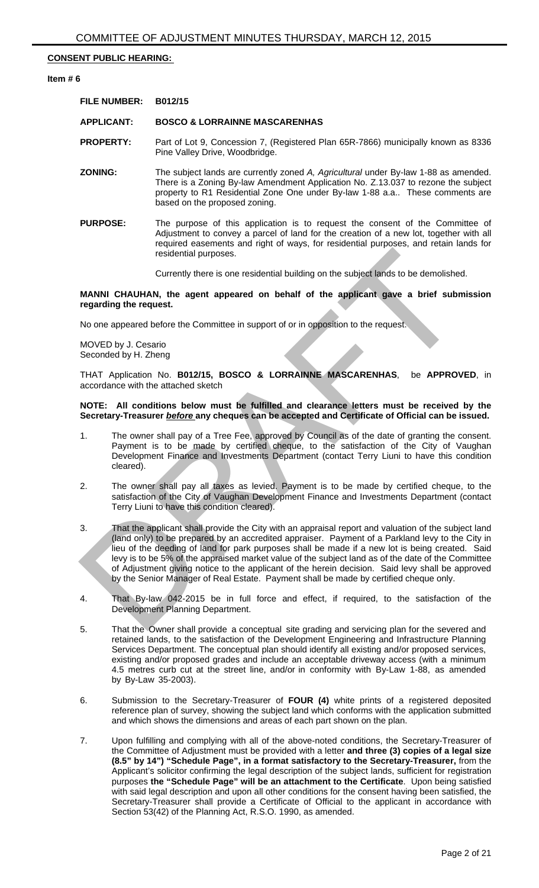**CONSENT PUBLIC HEARING:**

**Item # 6**

**FILE NUMBER: B012/15**

**APPLICANT: BOSCO & LORRAINNE MASCARENHAS**

**PROPERTY:** Part of Lot 9, Concession 7, (Registered Plan 65R-7866) municipally known as 8336 Pine Valley Drive, Woodbridge.

**ZONING:** The subject lands are currently zoned *A, Agricultural* under By-law 1-88 as amended. There is a Zoning By-law Amendment Application No. Z.13.037 to rezone the subject property to R1 Residential Zone One under By-law 1-88 a.a.. These comments are based on the proposed zoning.

**PURPOSE:** The purpose of this application is to request the consent of the Committee of Adjustment to convey a parcel of land for the creation of a new lot, together with all required easements and right of ways, for residential purposes, and retain lands for residential purposes.

Currently there is one residential building on the subject lands to be demolished.

**MANNI CHAUHAN, the agent appeared on behalf of the applicant gave a brief submission regarding the request.**

No one appeared before the Committee in support of or in opposition to the request.

MOVED by J. Cesario
Seconded by H. Zheng

THAT Application No. **B012/15, BOSCO & LORRAINNE MASCARENHAS**, be **APPROVED**, in accordance with the attached sketch

**NOTE: All conditions below must be fulfilled and clearance letters must be received by the Secretary-Treasurer *before* any cheques can be accepted and Certificate of Official can be issued.**

1. The owner shall pay of a Tree Fee, approved by Council as of the date of granting the consent. Payment is to be made by certified cheque, to the satisfaction of the City of Vaughan Development Finance and Investments Department (contact Terry Liuni to have this condition cleared).

2. The owner shall pay all taxes as levied. Payment is to be made by certified cheque, to the satisfaction of the City of Vaughan Development Finance and Investments Department (contact Terry Liuni to have this condition cleared).

3. That the applicant shall provide the City with an appraisal report and valuation of the subject land (land only) to be prepared by an accredited appraiser. Payment of a Parkland levy to the City in lieu of the deeding of land for park purposes shall be made if a new lot is being created. Said levy is to be 5% of the appraised market value of the subject land as of the date of the Committee of Adjustment giving notice to the applicant of the herein decision. Said levy shall be approved by the Senior Manager of Real Estate. Payment shall be made by certified cheque only.

4. That By-law 042-2015 be in full force and effect, if required, to the satisfaction of the Development Planning Department.

5. That the Owner shall provide a conceptual site grading and servicing plan for the severed and retained lands, to the satisfaction of the Development Engineering and Infrastructure Planning Services Department. The conceptual plan should identify all existing and/or proposed services, existing and/or proposed grades and include an acceptable driveway access (with a minimum 4.5 metres curb cut at the street line, and/or in conformity with By-Law 1-88, as amended by By-Law 35-2003).

6. Submission to the Secretary-Treasurer of **FOUR (4)** white prints of a registered deposited reference plan of survey, showing the subject land which conforms with the application submitted and which shows the dimensions and areas of each part shown on the plan.

7. Upon fulfilling and complying with all of the above-noted conditions, the Secretary-Treasurer of the Committee of Adjustment must be provided with a letter **and three (3) copies of a legal size (8.5" by 14") "Schedule Page", in a format satisfactory to the Secretary-Treasurer,** from the Applicant's solicitor confirming the legal description of the subject lands, sufficient for registration purposes **the "Schedule Page" will be an attachment to the Certificate**. Upon being satisfied with said legal description and upon all other conditions for the consent having been satisfied, the Secretary-Treasurer shall provide a Certificate of Official to the applicant in accordance with Section 53(42) of the Planning Act, R.S.O. 1990, as amended.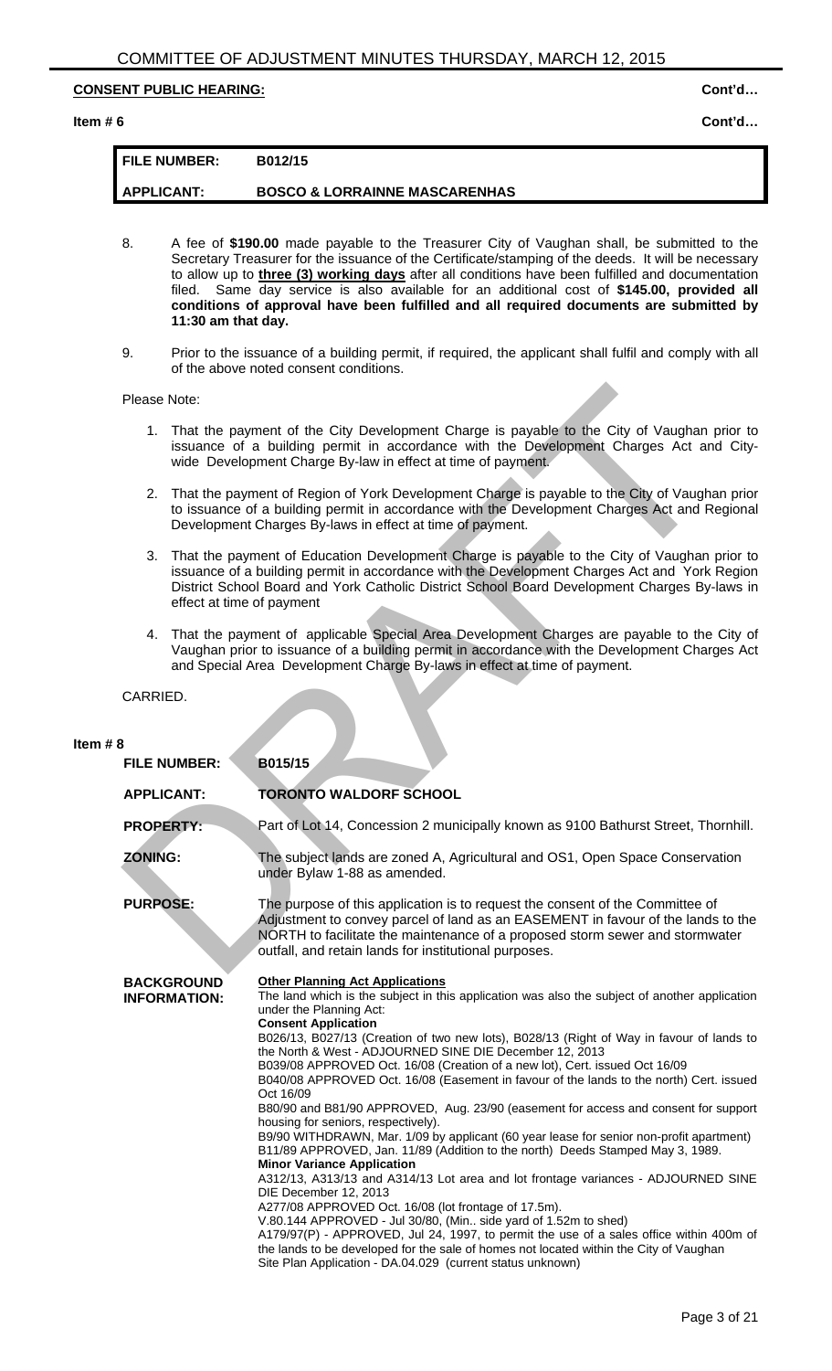**CONSENT PUBLIC HEARING:** Cont'd…

**Item # 6** Cont'd…

| FILE NUMBER: | B012/15 |
|---|---|
| APPLICANT: | BOSCO & LORRAINNE MASCARENHAS |

8. A fee of **$190.00** made payable to the Treasurer City of Vaughan shall, be submitted to the Secretary Treasurer for the issuance of the Certificate/stamping of the deeds. It will be necessary to allow up to **three (3) working days** after all conditions have been fulfilled and documentation filed. Same day service is also available for an additional cost of **$145.00, provided all conditions of approval have been fulfilled and all required documents are submitted by 11:30 am that day.**

9. Prior to the issuance of a building permit, if required, the applicant shall fulfil and comply with all of the above noted consent conditions.

Please Note:

1. That the payment of the City Development Charge is payable to the City of Vaughan prior to issuance of a building permit in accordance with the Development Charges Act and City-wide Development Charge By-law in effect at time of payment.

2. That the payment of Region of York Development Charge is payable to the City of Vaughan prior to issuance of a building permit in accordance with the Development Charges Act and Regional Development Charges By-laws in effect at time of payment.

3. That the payment of Education Development Charge is payable to the City of Vaughan prior to issuance of a building permit in accordance with the Development Charges Act and York Region District School Board and York Catholic District School Board Development Charges By-laws in effect at time of payment

4. That the payment of applicable Special Area Development Charges are payable to the City of Vaughan prior to issuance of a building permit in accordance with the Development Charges Act and Special Area Development Charge By-laws in effect at time of payment.

CARRIED.

**Item # 8**

**FILE NUMBER:** B015/15

**APPLICANT:** TORONTO WALDORF SCHOOL

**PROPERTY:** Part of Lot 14, Concession 2 municipally known as 9100 Bathurst Street, Thornhill.

**ZONING:** The subject lands are zoned A, Agricultural and OS1, Open Space Conservation under Bylaw 1-88 as amended.

**PURPOSE:** The purpose of this application is to request the consent of the Committee of Adjustment to convey parcel of land as an EASEMENT in favour of the lands to the NORTH to facilitate the maintenance of a proposed storm sewer and stormwater outfall, and retain lands for institutional purposes.

**BACKGROUND INFORMATION:**

**Other Planning Act Applications**
The land which is the subject in this application was also the subject of another application under the Planning Act:

**Consent Application**
B026/13, B027/13 (Creation of two new lots), B028/13 (Right of Way in favour of lands to the North & West - ADJOURNED SINE DIE December 12, 2013
B039/08 APPROVED Oct. 16/08 (Creation of a new lot), Cert. issued Oct 16/09
B040/08 APPROVED Oct. 16/08 (Easement in favour of the lands to the north) Cert. issued Oct 16/09
B80/90 and B81/90 APPROVED, Aug. 23/90 (easement for access and consent for support housing for seniors, respectively).
B9/90 WITHDRAWN, Mar. 1/09 by applicant (60 year lease for senior non-profit apartment)
B11/89 APPROVED, Jan. 11/89 (Addition to the north) Deeds Stamped May 3, 1989.

**Minor Variance Application**
A312/13, A313/13 and A314/13 Lot area and lot frontage variances - ADJOURNED SINE DIE December 12, 2013
A277/08 APPROVED Oct. 16/08 (lot frontage of 17.5m).
V.80.144 APPROVED - Jul 30/80, (Min.. side yard of 1.52m to shed)
A179/97(P) - APPROVED, Jul 24, 1997, to permit the use of a sales office within 400m of the lands to be developed for the sale of homes not located within the City of Vaughan
Site Plan Application - DA.04.029 (current status unknown)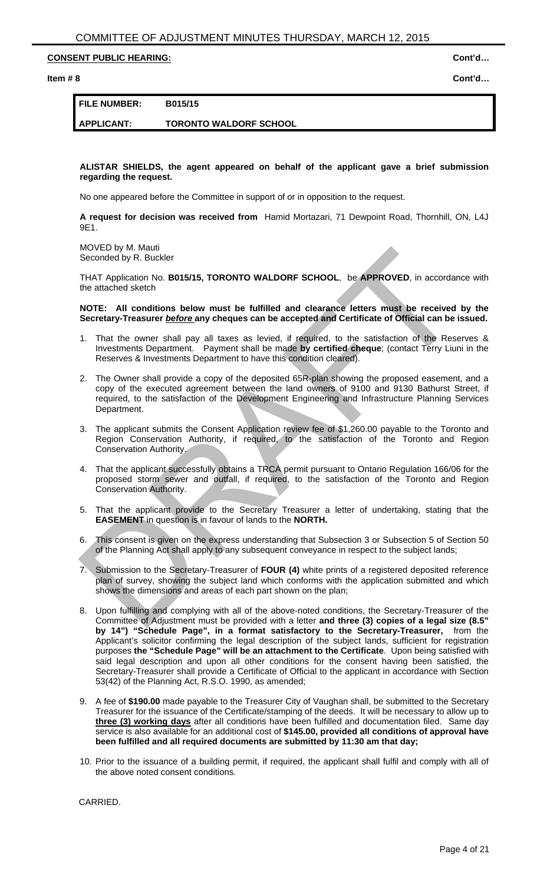**CONSENT PUBLIC HEARING:** **Cont'd…**

**Item # 8** **Cont'd…**

| **FILE NUMBER:** | **B015/15** |
|---|---|
| **APPLICANT:** | **TORONTO WALDORF SCHOOL** |

**ALISTAR SHIELDS, the agent appeared on behalf of the applicant gave a brief submission regarding the request.**

No one appeared before the Committee in support of or in opposition to the request.

**A request for decision was received from** Hamid Mortazari, 71 Dewpoint Road, Thornhill, ON, L4J 9E1.

MOVED by M. Mauti
Seconded by R. Buckler

THAT Application No. **B015/15, TORONTO WALDORF SCHOOL**, be **APPROVED**, in accordance with the attached sketch

**NOTE: All conditions below must be fulfilled and clearance letters must be received by the Secretary-Treasurer *before* any cheques can be accepted and Certificate of Official can be issued.**

1. That the owner shall pay all taxes as levied, if required, to the satisfaction of the Reserves & Investments Department. Payment shall be made **by certified cheque**; (contact Terry Liuni in the Reserves & Investments Department to have this condition cleared).
2. The Owner shall provide a copy of the deposited 65R-plan showing the proposed easement, and a copy of the executed agreement between the land owners of 9100 and 9130 Bathurst Street, if required, to the satisfaction of the Development Engineering and Infrastructure Planning Services Department.
3. The applicant submits the Consent Application review fee of $1,260.00 payable to the Toronto and Region Conservation Authority, if required, to the satisfaction of the Toronto and Region Conservation Authority.
4. That the applicant successfully obtains a TRCA permit pursuant to Ontario Regulation 166/06 for the proposed storm sewer and outfall, if required, to the satisfaction of the Toronto and Region Conservation Authority.
5. That the applicant provide to the Secretary Treasurer a letter of undertaking, stating that the **EASEMENT** in question is in favour of lands to the **NORTH.**
6. This consent is given on the express understanding that Subsection 3 or Subsection 5 of Section 50 of the Planning Act shall apply to any subsequent conveyance in respect to the subject lands;
7. Submission to the Secretary-Treasurer of **FOUR (4)** white prints of a registered deposited reference plan of survey, showing the subject land which conforms with the application submitted and which shows the dimensions and areas of each part shown on the plan;
8. Upon fulfilling and complying with all of the above-noted conditions, the Secretary-Treasurer of the Committee of Adjustment must be provided with a letter **and three (3) copies of a legal size (8.5" by 14") "Schedule Page", in a format satisfactory to the Secretary-Treasurer,** from the Applicant's solicitor confirming the legal description of the subject lands, sufficient for registration purposes **the "Schedule Page" will be an attachment to the Certificate**. Upon being satisfied with said legal description and upon all other conditions for the consent having been satisfied, the Secretary-Treasurer shall provide a Certificate of Official to the applicant in accordance with Section 53(42) of the Planning Act, R.S.O. 1990, as amended;
9. A fee of **$190.00** made payable to the Treasurer City of Vaughan shall, be submitted to the Secretary Treasurer for the issuance of the Certificate/stamping of the deeds. It will be necessary to allow up to **three (3) working days** after all conditions have been fulfilled and documentation filed. Same day service is also available for an additional cost of **$145.00, provided all conditions of approval have been fulfilled and all required documents are submitted by 11:30 am that day;**
10. Prior to the issuance of a building permit, if required, the applicant shall fulfil and comply with all of the above noted consent conditions.

CARRIED.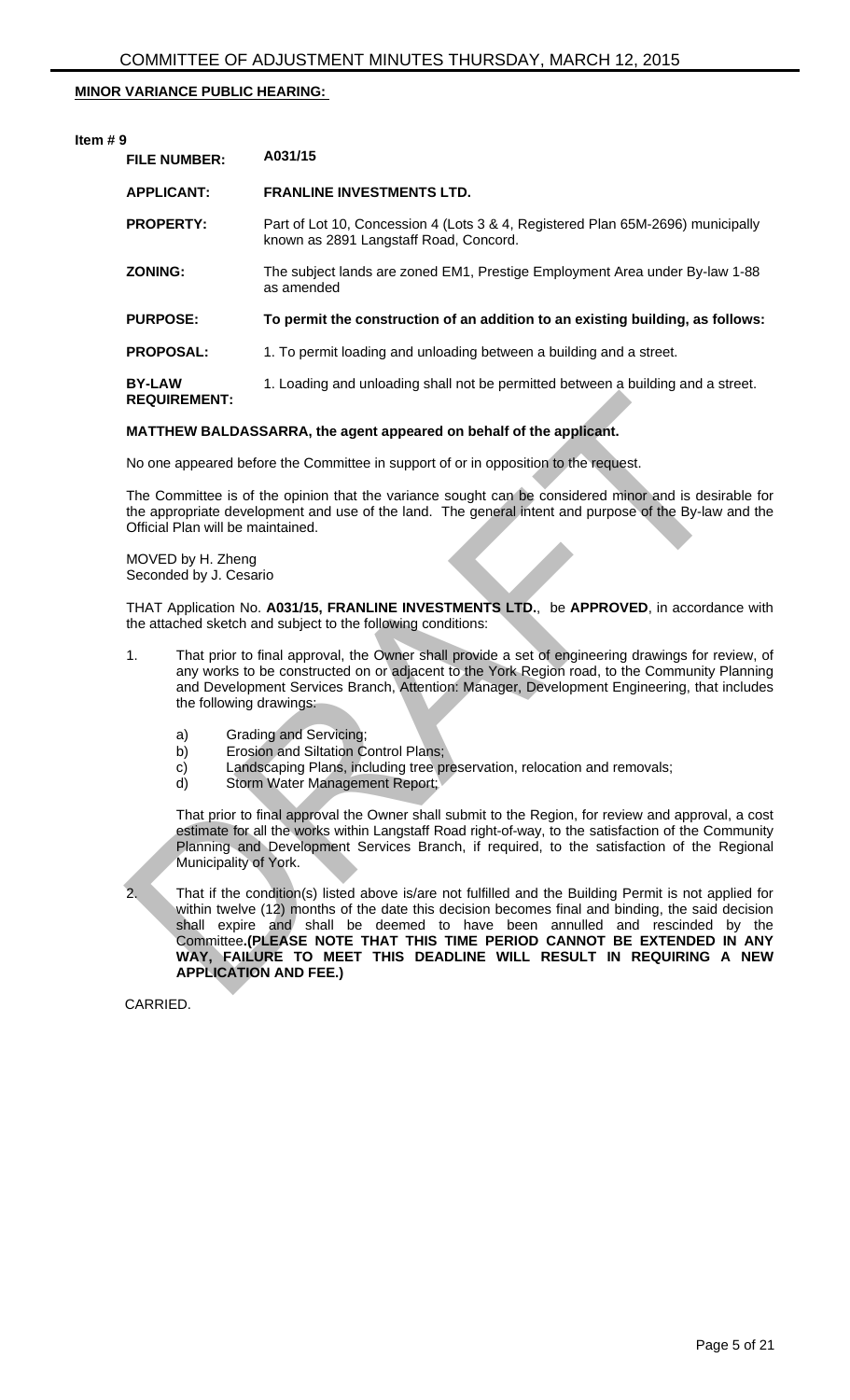**MINOR VARIANCE PUBLIC HEARING:**

**Item # 9**

| | |
|---|---|
| **FILE NUMBER:** | A031/15 |
| **APPLICANT:** | **FRANLINE INVESTMENTS LTD.** |
| **PROPERTY:** | Part of Lot 10, Concession 4 (Lots 3 & 4, Registered Plan 65M-2696) municipally known as 2891 Langstaff Road, Concord. |
| **ZONING:** | The subject lands are zoned EM1, Prestige Employment Area under By-law 1-88 as amended |
| **PURPOSE:** | **To permit the construction of an addition to an existing building, as follows:** |
| **PROPOSAL:** | 1. To permit loading and unloading between a building and a street. |
| **BY-LAW REQUIREMENT:** | 1. Loading and unloading shall not be permitted between a building and a street. |

**MATTHEW BALDASSARRA, the agent appeared on behalf of the applicant.**

No one appeared before the Committee in support of or in opposition to the request.

The Committee is of the opinion that the variance sought can be considered minor and is desirable for the appropriate development and use of the land. The general intent and purpose of the By-law and the Official Plan will be maintained.

MOVED by H. Zheng
Seconded by J. Cesario

THAT Application No. **A031/15, FRANLINE INVESTMENTS LTD.**, be **APPROVED**, in accordance with the attached sketch and subject to the following conditions:

1. That prior to final approval, the Owner shall provide a set of engineering drawings for review, of any works to be constructed on or adjacent to the York Region road, to the Community Planning and Development Services Branch, Attention: Manager, Development Engineering, that includes the following drawings:

   a) Grading and Servicing;
   b) Erosion and Siltation Control Plans;
   c) Landscaping Plans, including tree preservation, relocation and removals;
   d) Storm Water Management Report;

   That prior to final approval the Owner shall submit to the Region, for review and approval, a cost estimate for all the works within Langstaff Road right-of-way, to the satisfaction of the Community Planning and Development Services Branch, if required, to the satisfaction of the Regional Municipality of York.

2. That if the condition(s) listed above is/are not fulfilled and the Building Permit is not applied for within twelve (12) months of the date this decision becomes final and binding, the said decision shall expire and shall be deemed to have been annulled and rescinded by the Committee. **(PLEASE NOTE THAT THIS TIME PERIOD CANNOT BE EXTENDED IN ANY WAY, FAILURE TO MEET THIS DEADLINE WILL RESULT IN REQUIRING A NEW APPLICATION AND FEE.)**

CARRIED.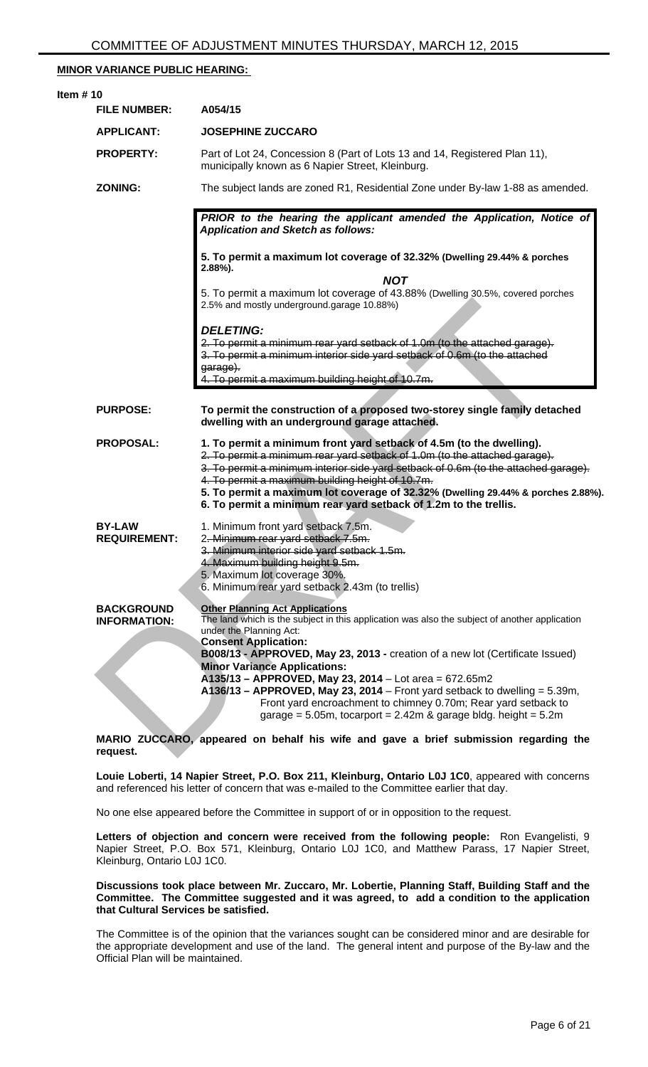**MINOR VARIANCE PUBLIC HEARING:**

**Item # 10**

| | |
|---|---|
| **FILE NUMBER:** | **A054/15** |
| **APPLICANT:** | **JOSEPHINE ZUCCARO** |
| **PROPERTY:** | Part of Lot 24, Concession 8 (Part of Lots 13 and 14, Registered Plan 11), municipally known as 6 Napier Street, Kleinburg. |
| **ZONING:** | The subject lands are zoned R1, Residential Zone under By-law 1-88 as amended. |

> ***PRIOR to the hearing the applicant amended the Application, Notice of Application and Sketch as follows:***
>
> **5. To permit a maximum lot coverage of 32.32% (Dwelling 29.44% & porches 2.88%).**
>
> ***NOT***
>
> 5. To permit a maximum lot coverage of 43.88% (Dwelling 30.5%, covered porches 2.5% and mostly underground.garage 10.88%)
>
> ***DELETING:***
>
> ~~2. To permit a minimum rear yard setback of 1.0m (to the attached garage).~~
> ~~3. To permit a minimum interior side yard setback of 0.6m (to the attached garage).~~
> ~~4. To permit a maximum building height of 10.7m.~~

**PURPOSE:** **To permit the construction of a proposed two-storey single family detached dwelling with an underground garage attached.**

**PROPOSAL:**

**1. To permit a minimum front yard setback of 4.5m (to the dwelling).**
~~2. To permit a minimum rear yard setback of 1.0m (to the attached garage).~~
~~3. To permit a minimum interior side yard setback of 0.6m (to the attached garage).~~
~~4. To permit a maximum building height of 10.7m.~~
**5. To permit a maximum lot coverage of 32.32% (Dwelling 29.44% & porches 2.88%).**
**6. To permit a minimum rear yard setback of 1.2m to the trellis.**

**BY-LAW REQUIREMENT:**

1. Minimum front yard setback 7.5m.
~~2. Minimum rear yard setback 7.5m.~~
~~3. Minimum interior side yard setback 1.5m.~~
~~4. Maximum building height 9.5m.~~
5. Maximum lot coverage 30%.
6. Minimum rear yard setback 2.43m (to trellis)

**BACKGROUND INFORMATION:**

**Other Planning Act Applications**
The land which is the subject in this application was also the subject of another application under the Planning Act:
**Consent Application:**
**B008/13 - APPROVED, May 23, 2013 -** creation of a new lot (Certificate Issued)
**Minor Variance Applications:**
**A135/13 – APPROVED, May 23, 2014** – Lot area = 672.65m2
**A136/13 – APPROVED, May 23, 2014** – Front yard setback to dwelling = 5.39m, Front yard encroachment to chimney 0.70m; Rear yard setback to garage = 5.05m, tocarport = 2.42m & garage bldg. height = 5.2m

**MARIO ZUCCARO, appeared on behalf his wife and gave a brief submission regarding the request.**

**Louie Loberti, 14 Napier Street, P.O. Box 211, Kleinburg, Ontario L0J 1C0**, appeared with concerns and referenced his letter of concern that was e-mailed to the Committee earlier that day.

No one else appeared before the Committee in support of or in opposition to the request.

**Letters of objection and concern were received from the following people:** Ron Evangelisti, 9 Napier Street, P.O. Box 571, Kleinburg, Ontario L0J 1C0, and Matthew Parass, 17 Napier Street, Kleinburg, Ontario L0J 1C0.

**Discussions took place between Mr. Zuccaro, Mr. Lobertie, Planning Staff, Building Staff and the Committee. The Committee suggested and it was agreed, to add a condition to the application that Cultural Services be satisfied.**

The Committee is of the opinion that the variances sought can be considered minor and are desirable for the appropriate development and use of the land. The general intent and purpose of the By-law and the Official Plan will be maintained.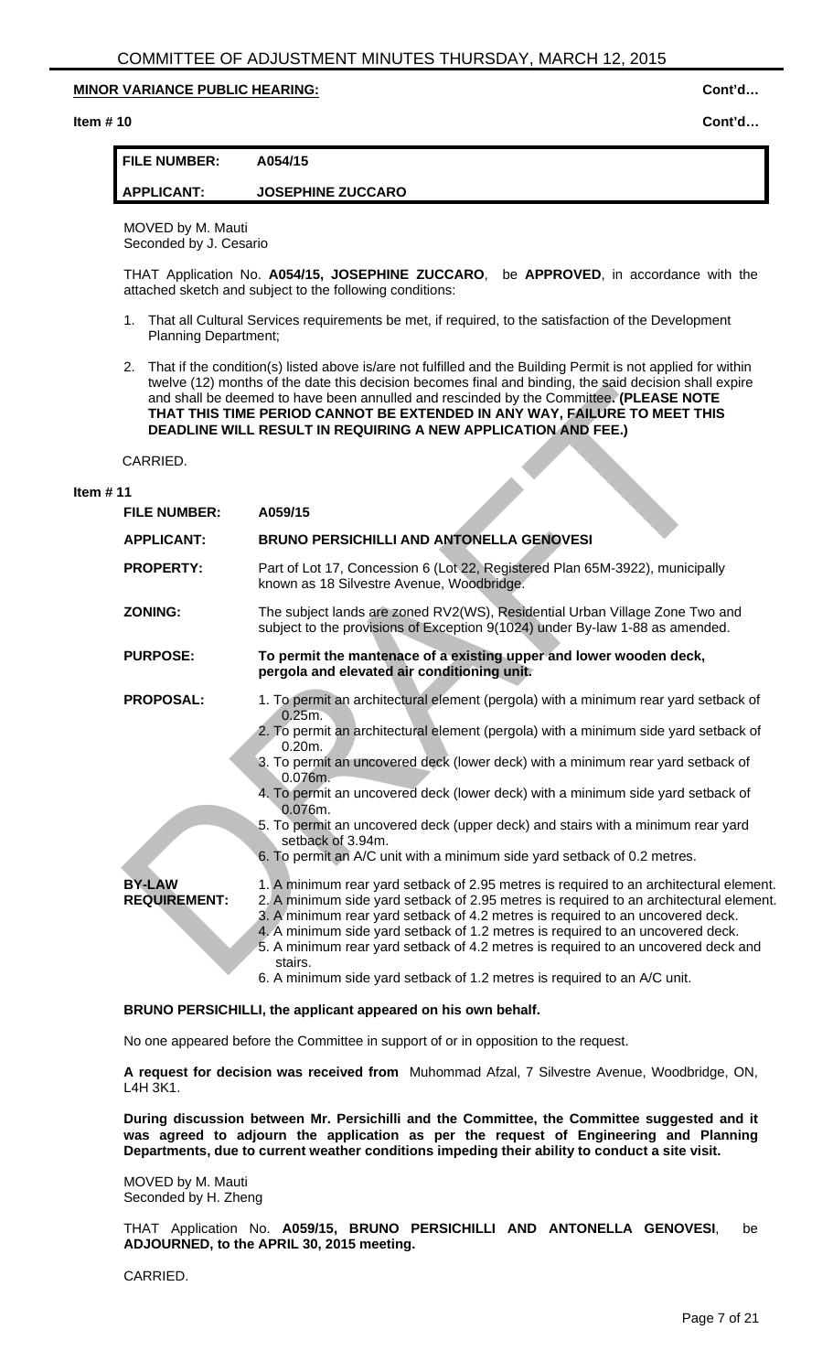**MINOR VARIANCE PUBLIC HEARING:** **Cont'd…**

**Item # 10** **Cont'd…**

| **FILE NUMBER:** | **A054/15** |
|---|---|
| **APPLICANT:** | **JOSEPHINE ZUCCARO** |

MOVED by M. Mauti
Seconded by J. Cesario

THAT Application No. **A054/15, JOSEPHINE ZUCCARO**, be **APPROVED**, in accordance with the attached sketch and subject to the following conditions:

1. That all Cultural Services requirements be met, if required, to the satisfaction of the Development Planning Department;
2. That if the condition(s) listed above is/are not fulfilled and the Building Permit is not applied for within twelve (12) months of the date this decision becomes final and binding, the said decision shall expire and shall be deemed to have been annulled and rescinded by the Committee**. (PLEASE NOTE THAT THIS TIME PERIOD CANNOT BE EXTENDED IN ANY WAY, FAILURE TO MEET THIS DEADLINE WILL RESULT IN REQUIRING A NEW APPLICATION AND FEE.)**

CARRIED.

**Item # 11**

| | |
|---|---|
| **FILE NUMBER:** | **A059/15** |
| **APPLICANT:** | **BRUNO PERSICHILLI AND ANTONELLA GENOVESI** |
| **PROPERTY:** | Part of Lot 17, Concession 6 (Lot 22, Registered Plan 65M-3922), municipally known as 18 Silvestre Avenue, Woodbridge. |
| **ZONING:** | The subject lands are zoned RV2(WS), Residential Urban Village Zone Two and subject to the provisions of Exception 9(1024) under By-law 1-88 as amended. |
| **PURPOSE:** | **To permit the mantenace of a existing upper and lower wooden deck, pergola and elevated air conditioning unit.** |
| **PROPOSAL:** | 1. To permit an architectural element (pergola) with a minimum rear yard setback of 0.25m.<br>2. To permit an architectural element (pergola) with a minimum side yard setback of 0.20m.<br>3. To permit an uncovered deck (lower deck) with a minimum rear yard setback of 0.076m.<br>4. To permit an uncovered deck (lower deck) with a minimum side yard setback of 0.076m.<br>5. To permit an uncovered deck (upper deck) and stairs with a minimum rear yard setback of 3.94m.<br>6. To permit an A/C unit with a minimum side yard setback of 0.2 metres. |
| **BY-LAW REQUIREMENT:** | 1. A minimum rear yard setback of 2.95 metres is required to an architectural element.<br>2. A minimum side yard setback of 2.95 metres is required to an architectural element.<br>3. A minimum rear yard setback of 4.2 metres is required to an uncovered deck.<br>4. A minimum side yard setback of 1.2 metres is required to an uncovered deck.<br>5. A minimum rear yard setback of 4.2 metres is required to an uncovered deck and stairs.<br>6. A minimum side yard setback of 1.2 metres is required to an A/C unit. |

**BRUNO PERSICHILLI, the applicant appeared on his own behalf.**

No one appeared before the Committee in support of or in opposition to the request.

**A request for decision was received from** Muhommad Afzal, 7 Silvestre Avenue, Woodbridge, ON, L4H 3K1.

**During discussion between Mr. Persichilli and the Committee, the Committee suggested and it was agreed to adjourn the application as per the request of Engineering and Planning Departments, due to current weather conditions impeding their ability to conduct a site visit.**

MOVED by M. Mauti
Seconded by H. Zheng

THAT Application No. **A059/15, BRUNO PERSICHILLI AND ANTONELLA GENOVESI**, be **ADJOURNED, to the APRIL 30, 2015 meeting.**

CARRIED.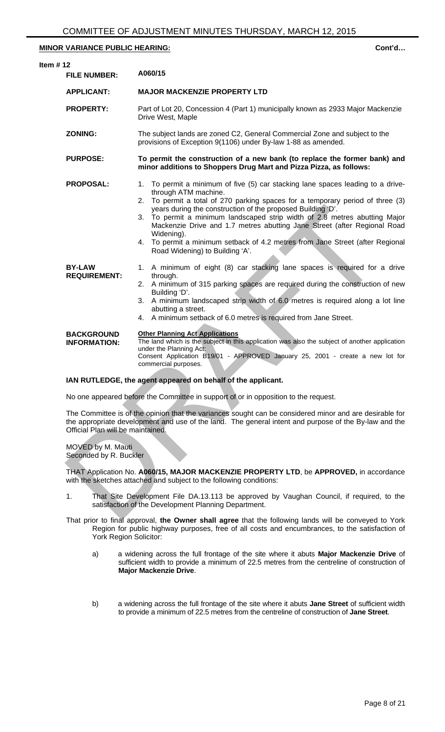# COMMITTEE OF ADJUSTMENT MINUTES THURSDAY, MARCH 12, 2015

**MINOR VARIANCE PUBLIC HEARING:** **Cont'd…**

**Item # 12**

| | |
|---|---|
| **FILE NUMBER:** | **A060/15** |
| **APPLICANT:** | **MAJOR MACKENZIE PROPERTY LTD** |
| **PROPERTY:** | Part of Lot 20, Concession 4 (Part 1) municipally known as 2933 Major Mackenzie Drive West, Maple |
| **ZONING:** | The subject lands are zoned C2, General Commercial Zone and subject to the provisions of Exception 9(1106) under By-law 1-88 as amended. |
| **PURPOSE:** | **To permit the construction of a new bank (to replace the former bank) and minor additions to Shoppers Drug Mart and Pizza Pizza, as follows:** |
| **PROPOSAL:** | 1. To permit a minimum of five (5) car stacking lane spaces leading to a drive-through ATM machine.<br>2. To permit a total of 270 parking spaces for a temporary period of three (3) years during the construction of the proposed Building 'D'.<br>3. To permit a minimum landscaped strip width of 2.8 metres abutting Major Mackenzie Drive and 1.7 metres abutting Jane Street (after Regional Road Widening).<br>4. To permit a minimum setback of 4.2 metres from Jane Street (after Regional Road Widening) to Building 'A'. |
| **BY-LAW REQUIREMENT:** | 1. A minimum of eight (8) car stacking lane spaces is required for a drive through.<br>2. A minimum of 315 parking spaces are required during the construction of new Building 'D'.<br>3. A minimum landscaped strip width of 6.0 metres is required along a lot line abutting a street.<br>4. A minimum setback of 6.0 metres is required from Jane Street. |
| **BACKGROUND INFORMATION:** | **Other Planning Act Applications**<br>The land which is the subject in this application was also the subject of another application under the Planning Act:<br>Consent Application B19/01 - APPROVED January 25, 2001 - create a new lot for commercial purposes. |

**IAN RUTLEDGE, the agent appeared on behalf of the applicant.**

No one appeared before the Committee in support of or in opposition to the request.

The Committee is of the opinion that the variances sought can be considered minor and are desirable for the appropriate development and use of the land. The general intent and purpose of the By-law and the Official Plan will be maintained.

MOVED by M. Mauti
Seconded by R. Buckler

THAT Application No. **A060/15, MAJOR MACKENZIE PROPERTY LTD**, be **APPROVED,** in accordance with the sketches attached and subject to the following conditions:

1. That Site Development File DA.13.113 be approved by Vaughan Council, if required, to the satisfaction of the Development Planning Department.

That prior to final approval, **the Owner shall agree** that the following lands will be conveyed to York Region for public highway purposes, free of all costs and encumbrances, to the satisfaction of York Region Solicitor:

a) a widening across the full frontage of the site where it abuts **Major Mackenzie Drive** of sufficient width to provide a minimum of 22.5 metres from the centreline of construction of **Major Mackenzie Drive**.

b) a widening across the full frontage of the site where it abuts **Jane Street** of sufficient width to provide a minimum of 22.5 metres from the centreline of construction of **Jane Street**.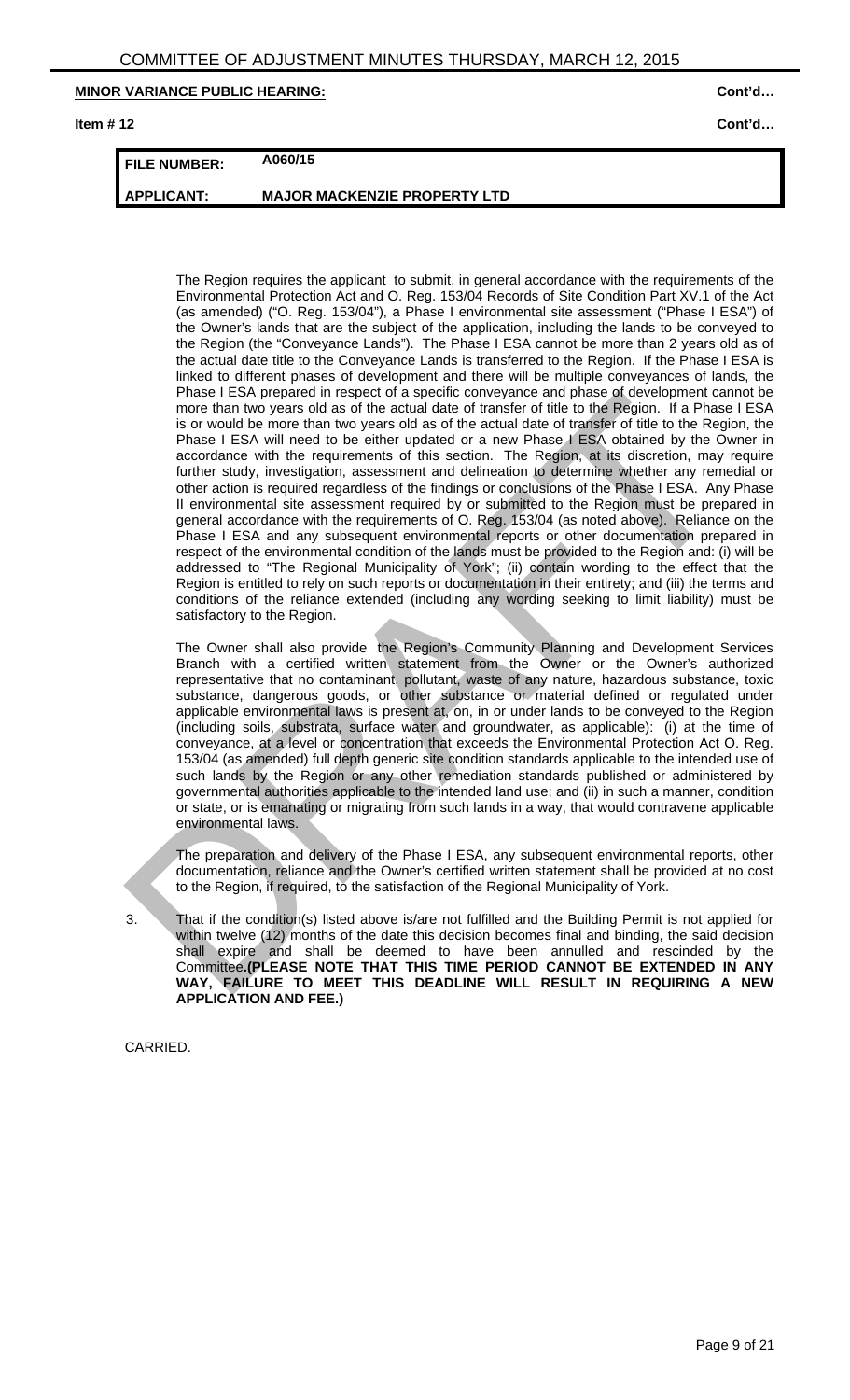**MINOR VARIANCE PUBLIC HEARING:** Cont'd…

**Item # 12** Cont'd…

| FILE NUMBER: | A060/15 |
|---|---|
| APPLICANT: | MAJOR MACKENZIE PROPERTY LTD |

The Region requires the applicant to submit, in general accordance with the requirements of the Environmental Protection Act and O. Reg. 153/04 Records of Site Condition Part XV.1 of the Act (as amended) ("O. Reg. 153/04"), a Phase I environmental site assessment ("Phase I ESA") of the Owner's lands that are the subject of the application, including the lands to be conveyed to the Region (the "Conveyance Lands"). The Phase I ESA cannot be more than 2 years old as of the actual date title to the Conveyance Lands is transferred to the Region. If the Phase I ESA is linked to different phases of development and there will be multiple conveyances of lands, the Phase I ESA prepared in respect of a specific conveyance and phase of development cannot be more than two years old as of the actual date of transfer of title to the Region. If a Phase I ESA is or would be more than two years old as of the actual date of transfer of title to the Region, the Phase I ESA will need to be either updated or a new Phase I ESA obtained by the Owner in accordance with the requirements of this section. The Region, at its discretion, may require further study, investigation, assessment and delineation to determine whether any remedial or other action is required regardless of the findings or conclusions of the Phase I ESA. Any Phase II environmental site assessment required by or submitted to the Region must be prepared in general accordance with the requirements of O. Reg. 153/04 (as noted above). Reliance on the Phase I ESA and any subsequent environmental reports or other documentation prepared in respect of the environmental condition of the lands must be provided to the Region and: (i) will be addressed to "The Regional Municipality of York"; (ii) contain wording to the effect that the Region is entitled to rely on such reports or documentation in their entirety; and (iii) the terms and conditions of the reliance extended (including any wording seeking to limit liability) must be satisfactory to the Region.

The Owner shall also provide the Region's Community Planning and Development Services Branch with a certified written statement from the Owner or the Owner's authorized representative that no contaminant, pollutant, waste of any nature, hazardous substance, toxic substance, dangerous goods, or other substance or material defined or regulated under applicable environmental laws is present at, on, in or under lands to be conveyed to the Region (including soils, substrata, surface water and groundwater, as applicable): (i) at the time of conveyance, at a level or concentration that exceeds the Environmental Protection Act O. Reg. 153/04 (as amended) full depth generic site condition standards applicable to the intended use of such lands by the Region or any other remediation standards published or administered by governmental authorities applicable to the intended land use; and (ii) in such a manner, condition or state, or is emanating or migrating from such lands in a way, that would contravene applicable environmental laws.

The preparation and delivery of the Phase I ESA, any subsequent environmental reports, other documentation, reliance and the Owner's certified written statement shall be provided at no cost to the Region, if required, to the satisfaction of the Regional Municipality of York.

3. That if the condition(s) listed above is/are not fulfilled and the Building Permit is not applied for within twelve (12) months of the date this decision becomes final and binding, the said decision shall expire and shall be deemed to have been annulled and rescinded by the Committee. **(PLEASE NOTE THAT THIS TIME PERIOD CANNOT BE EXTENDED IN ANY WAY, FAILURE TO MEET THIS DEADLINE WILL RESULT IN REQUIRING A NEW APPLICATION AND FEE.)**

CARRIED.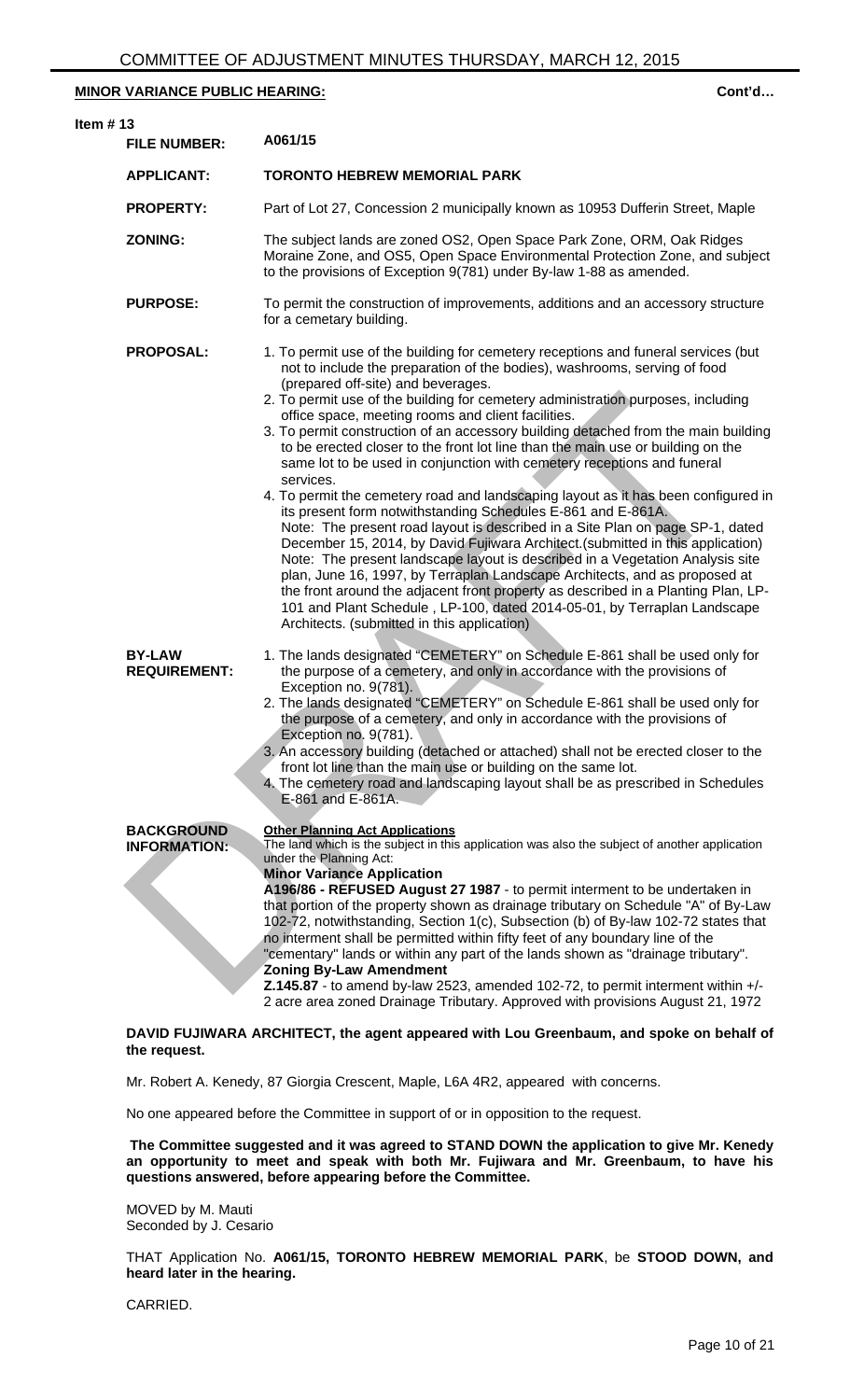**MINOR VARIANCE PUBLIC HEARING:** Cont'd…

**Item # 13**

| | |
|---|---|
| **FILE NUMBER:** | **A061/15** |
| **APPLICANT:** | **TORONTO HEBREW MEMORIAL PARK** |
| **PROPERTY:** | Part of Lot 27, Concession 2 municipally known as 10953 Dufferin Street, Maple |
| **ZONING:** | The subject lands are zoned OS2, Open Space Park Zone, ORM, Oak Ridges Moraine Zone, and OS5, Open Space Environmental Protection Zone, and subject to the provisions of Exception 9(781) under By-law 1-88 as amended. |
| **PURPOSE:** | To permit the construction of improvements, additions and an accessory structure for a cemetary building. |
| **PROPOSAL:** | 1. To permit use of the building for cemetery receptions and funeral services (but not to include the preparation of the bodies), washrooms, serving of food (prepared off-site) and beverages.<br>2. To permit use of the building for cemetery administration purposes, including office space, meeting rooms and client facilities.<br>3. To permit construction of an accessory building detached from the main building to be erected closer to the front lot line than the main use or building on the same lot to be used in conjunction with cemetery receptions and funeral services.<br>4. To permit the cemetery road and landscaping layout as it has been configured in its present form notwithstanding Schedules E-861 and E-861A.<br>Note: The present road layout is described in a Site Plan on page SP-1, dated December 15, 2014, by David Fujiwara Architect.(submitted in this application)<br>Note: The present landscape layout is described in a Vegetation Analysis site plan, June 16, 1997, by Terraplan Landscape Architects, and as proposed at the front around the adjacent front property as described in a Planting Plan, LP-101 and Plant Schedule , LP-100, dated 2014-05-01, by Terraplan Landscape Architects. (submitted in this application) |
| **BY-LAW REQUIREMENT:** | 1. The lands designated "CEMETERY" on Schedule E-861 shall be used only for the purpose of a cemetery, and only in accordance with the provisions of Exception no. 9(781).<br>2. The lands designated "CEMETERY" on Schedule E-861 shall be used only for the purpose of a cemetery, and only in accordance with the provisions of Exception no. 9(781).<br>3. An accessory building (detached or attached) shall not be erected closer to the front lot line than the main use or building on the same lot.<br>4. The cemetery road and landscaping layout shall be as prescribed in Schedules E-861 and E-861A. |
| **BACKGROUND INFORMATION:** | **Other Planning Act Applications**<br>The land which is the subject in this application was also the subject of another application under the Planning Act:<br>**Minor Variance Application**<br>**A196/86 - REFUSED August 27 1987** - to permit interment to be undertaken in that portion of the property shown as drainage tributary on Schedule "A" of By-Law 102-72, notwithstanding, Section 1(c), Subsection (b) of By-law 102-72 states that no interment shall be permitted within fifty feet of any boundary line of the "cementary" lands or within any part of the lands shown as "drainage tributary".<br>**Zoning By-Law Amendment**<br>**Z.145.87** - to amend by-law 2523, amended 102-72, to permit interment within +/- 2 acre area zoned Drainage Tributary. Approved with provisions August 21, 1972 |

**DAVID FUJIWARA ARCHITECT, the agent appeared with Lou Greenbaum, and spoke on behalf of the request.**

Mr. Robert A. Kenedy, 87 Giorgia Crescent, Maple, L6A 4R2, appeared with concerns.

No one appeared before the Committee in support of or in opposition to the request.

**The Committee suggested and it was agreed to STAND DOWN the application to give Mr. Kenedy an opportunity to meet and speak with both Mr. Fujiwara and Mr. Greenbaum, to have his questions answered, before appearing before the Committee.**

MOVED by M. Mauti
Seconded by J. Cesario

THAT Application No. **A061/15, TORONTO HEBREW MEMORIAL PARK**, be **STOOD DOWN, and heard later in the hearing.**

CARRIED.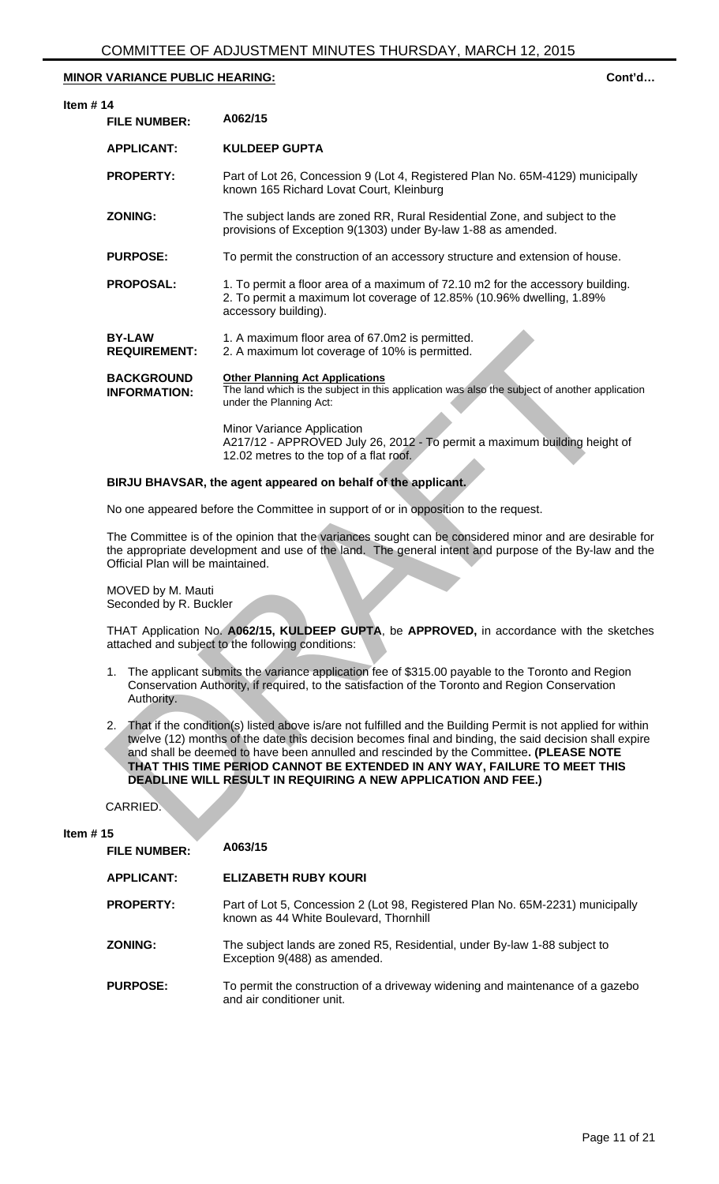**MINOR VARIANCE PUBLIC HEARING:** **Cont'd…**

**Item # 14**

| | |
|---|---|
| **FILE NUMBER:** | **A062/15** |
| **APPLICANT:** | **KULDEEP GUPTA** |
| **PROPERTY:** | Part of Lot 26, Concession 9 (Lot 4, Registered Plan No. 65M-4129) municipally known 165 Richard Lovat Court, Kleinburg |
| **ZONING:** | The subject lands are zoned RR, Rural Residential Zone, and subject to the provisions of Exception 9(1303) under By-law 1-88 as amended. |
| **PURPOSE:** | To permit the construction of an accessory structure and extension of house. |
| **PROPOSAL:** | 1. To permit a floor area of a maximum of 72.10 m2 for the accessory building. 2. To permit a maximum lot coverage of 12.85% (10.96% dwelling, 1.89% accessory building). |
| **BY-LAW REQUIREMENT:** | 1. A maximum floor area of 67.0m2 is permitted. 2. A maximum lot coverage of 10% is permitted. |
| **BACKGROUND INFORMATION:** | **Other Planning Act Applications** The land which is the subject in this application was also the subject of another application under the Planning Act: Minor Variance Application A217/12 - APPROVED July 26, 2012 - To permit a maximum building height of 12.02 metres to the top of a flat roof. |

**BIRJU BHAVSAR, the agent appeared on behalf of the applicant.**

No one appeared before the Committee in support of or in opposition to the request.

The Committee is of the opinion that the variances sought can be considered minor and are desirable for the appropriate development and use of the land. The general intent and purpose of the By-law and the Official Plan will be maintained.

MOVED by M. Mauti
Seconded by R. Buckler

THAT Application No. **A062/15, KULDEEP GUPTA**, be **APPROVED,** in accordance with the sketches attached and subject to the following conditions:

1. The applicant submits the variance application fee of $315.00 payable to the Toronto and Region Conservation Authority, if required, to the satisfaction of the Toronto and Region Conservation Authority.

2. That if the condition(s) listed above is/are not fulfilled and the Building Permit is not applied for within twelve (12) months of the date this decision becomes final and binding, the said decision shall expire and shall be deemed to have been annulled and rescinded by the Committee**. (PLEASE NOTE THAT THIS TIME PERIOD CANNOT BE EXTENDED IN ANY WAY, FAILURE TO MEET THIS DEADLINE WILL RESULT IN REQUIRING A NEW APPLICATION AND FEE.)**

CARRIED.

**Item # 15**

| | |
|---|---|
| **FILE NUMBER:** | **A063/15** |
| **APPLICANT:** | **ELIZABETH RUBY KOURI** |
| **PROPERTY:** | Part of Lot 5, Concession 2 (Lot 98, Registered Plan No. 65M-2231) municipally known as 44 White Boulevard, Thornhill |
| **ZONING:** | The subject lands are zoned R5, Residential, under By-law 1-88 subject to Exception 9(488) as amended. |
| **PURPOSE:** | To permit the construction of a driveway widening and maintenance of a gazebo and air conditioner unit. |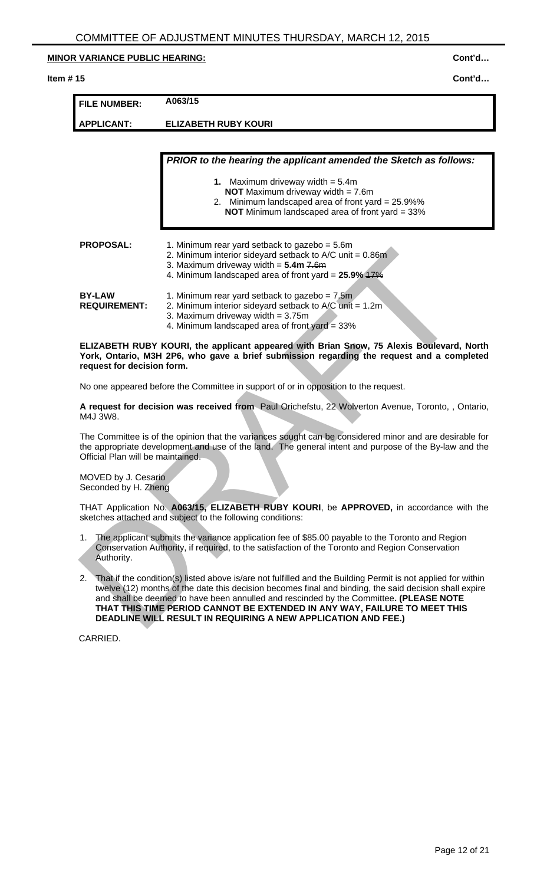**MINOR VARIANCE PUBLIC HEARING:** Cont'd…

**Item # 15** Cont'd…

| **FILE NUMBER:** | **A063/15** |
|---|---|
| **APPLICANT:** | **ELIZABETH RUBY KOURI** |

***PRIOR to the hearing the applicant amended the Sketch as follows:***

1. Maximum driveway width = 5.4m
   **NOT** Maximum driveway width = 7.6m
2. Minimum landscaped area of front yard = 25.9%%
   **NOT** Minimum landscaped area of front yard = 33%

**PROPOSAL:**
1. Minimum rear yard setback to gazebo = 5.6m
2. Minimum interior sideyard setback to A/C unit = 0.86m
3. Maximum driveway width = **5.4m** ~~7.6m~~
4. Minimum landscaped area of front yard = **25.9%** ~~17%~~

**BY-LAW REQUIREMENT:**
1. Minimum rear yard setback to gazebo = 7.5m
2. Minimum interior sideyard setback to A/C unit = 1.2m
3. Maximum driveway width = 3.75m
4. Minimum landscaped area of front yard = 33%

**ELIZABETH RUBY KOURI, the applicant appeared with Brian Snow, 75 Alexis Boulevard, North York, Ontario, M3H 2P6, who gave a brief submission regarding the request and a completed request for decision form.**

No one appeared before the Committee in support of or in opposition to the request.

**A request for decision was received from** Paul Orichefstu, 22 Wolverton Avenue, Toronto, , Ontario, M4J 3W8.

The Committee is of the opinion that the variances sought can be considered minor and are desirable for the appropriate development and use of the land. The general intent and purpose of the By-law and the Official Plan will be maintained.

MOVED by J. Cesario
Seconded by H. Zheng

THAT Application No. **A063/15, ELIZABETH RUBY KOURI**, be **APPROVED,** in accordance with the sketches attached and subject to the following conditions:

1. The applicant submits the variance application fee of $85.00 payable to the Toronto and Region Conservation Authority, if required, to the satisfaction of the Toronto and Region Conservation Authority.
2. That if the condition(s) listed above is/are not fulfilled and the Building Permit is not applied for within twelve (12) months of the date this decision becomes final and binding, the said decision shall expire and shall be deemed to have been annulled and rescinded by the Committee**. (PLEASE NOTE THAT THIS TIME PERIOD CANNOT BE EXTENDED IN ANY WAY, FAILURE TO MEET THIS DEADLINE WILL RESULT IN REQUIRING A NEW APPLICATION AND FEE.)**

CARRIED.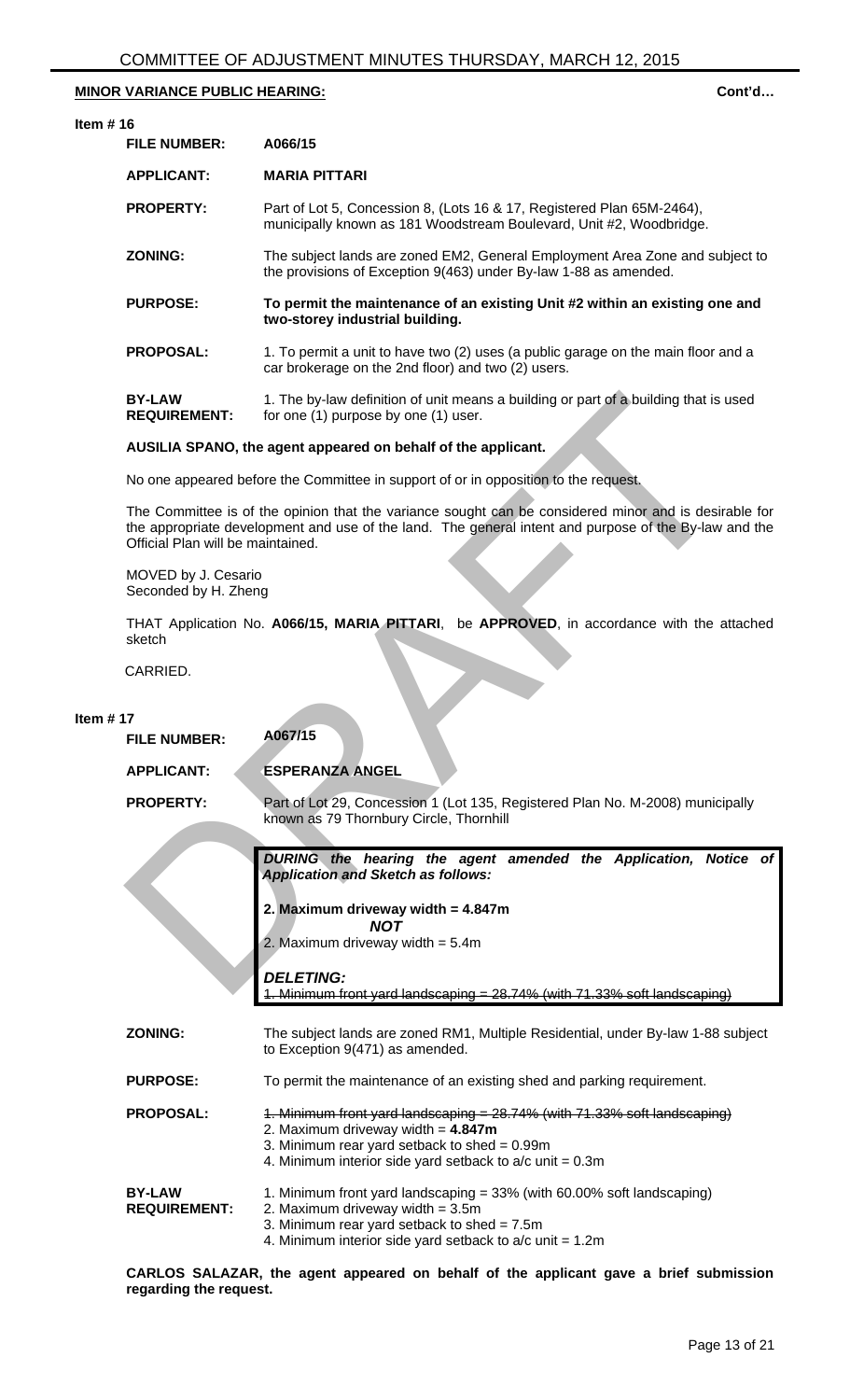**MINOR VARIANCE PUBLIC HEARING:** **Cont'd…**

**Item # 16**

| | |
|---|---|
| **FILE NUMBER:** | **A066/15** |
| **APPLICANT:** | **MARIA PITTARI** |
| **PROPERTY:** | Part of Lot 5, Concession 8, (Lots 16 & 17, Registered Plan 65M-2464), municipally known as 181 Woodstream Boulevard, Unit #2, Woodbridge. |
| **ZONING:** | The subject lands are zoned EM2, General Employment Area Zone and subject to the provisions of Exception 9(463) under By-law 1-88 as amended. |
| **PURPOSE:** | **To permit the maintenance of an existing Unit #2 within an existing one and two-storey industrial building.** |
| **PROPOSAL:** | 1. To permit a unit to have two (2) uses (a public garage on the main floor and a car brokerage on the 2nd floor) and two (2) users. |
| **BY-LAW REQUIREMENT:** | 1. The by-law definition of unit means a building or part of a building that is used for one (1) purpose by one (1) user. |

**AUSILIA SPANO, the agent appeared on behalf of the applicant.**

No one appeared before the Committee in support of or in opposition to the request.

The Committee is of the opinion that the variance sought can be considered minor and is desirable for the appropriate development and use of the land. The general intent and purpose of the By-law and the Official Plan will be maintained.

MOVED by J. Cesario
Seconded by H. Zheng

THAT Application No. **A066/15, MARIA PITTARI**, be **APPROVED**, in accordance with the attached sketch

CARRIED.

**Item # 17**

| | |
|---|---|
| **FILE NUMBER:** | **A067/15** |
| **APPLICANT:** | **ESPERANZA ANGEL** |
| **PROPERTY:** | Part of Lot 29, Concession 1 (Lot 135, Registered Plan No. M-2008) municipally known as 79 Thornbury Circle, Thornhill |

> ***DURING the hearing the agent amended the Application, Notice of Application and Sketch as follows:***
>
> **2. Maximum driveway width = 4.847m**
> ***NOT***
> 2. Maximum driveway width = 5.4m
>
> ***DELETING:***
> ~~1. Minimum front yard landscaping = 28.74% (with 71.33% soft landscaping)~~

| | |
|---|---|
| **ZONING:** | The subject lands are zoned RM1, Multiple Residential, under By-law 1-88 subject to Exception 9(471) as amended. |
| **PURPOSE:** | To permit the maintenance of an existing shed and parking requirement. |
| **PROPOSAL:** | ~~1. Minimum front yard landscaping = 28.74% (with 71.33% soft landscaping)~~<br>2. Maximum driveway width = **4.847m**<br>3. Minimum rear yard setback to shed = 0.99m<br>4. Minimum interior side yard setback to a/c unit = 0.3m |
| **BY-LAW REQUIREMENT:** | 1. Minimum front yard landscaping = 33% (with 60.00% soft landscaping)<br>2. Maximum driveway width = 3.5m<br>3. Minimum rear yard setback to shed = 7.5m<br>4. Minimum interior side yard setback to a/c unit = 1.2m |

**CARLOS SALAZAR, the agent appeared on behalf of the applicant gave a brief submission regarding the request.**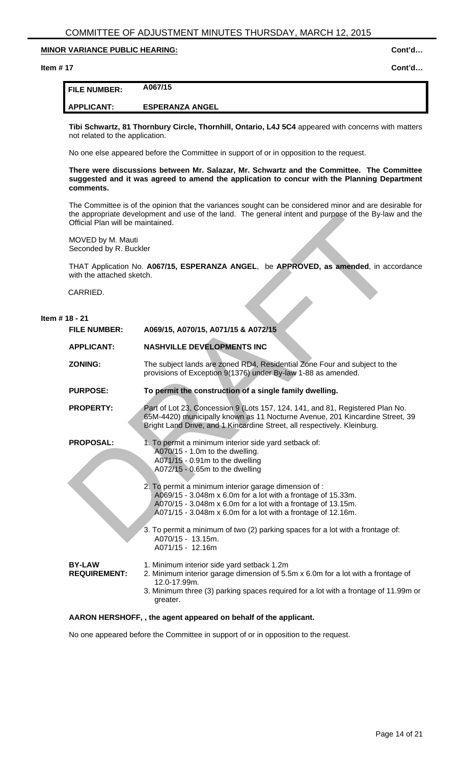**MINOR VARIANCE PUBLIC HEARING:** **Cont'd…**

**Item # 17** **Cont'd…**

| FILE NUMBER: | A067/15 |
|---|---|
| **APPLICANT:** | **ESPERANZA ANGEL** |

**Tibi Schwartz, 81 Thornbury Circle, Thornhill, Ontario, L4J 5C4** appeared with concerns with matters not related to the application.

No one else appeared before the Committee in support of or in opposition to the request.

**There were discussions between Mr. Salazar, Mr. Schwartz and the Committee. The Committee suggested and it was agreed to amend the application to concur with the Planning Department comments.**

The Committee is of the opinion that the variances sought can be considered minor and are desirable for the appropriate development and use of the land. The general intent and purpose of the By-law and the Official Plan will be maintained.

MOVED by M. Mauti
Seconded by R. Buckler

THAT Application No. **A067/15, ESPERANZA ANGEL**, be **APPROVED, as amended**, in accordance with the attached sketch.

CARRIED.

**Item # 18 - 21**

**FILE NUMBER:** **A069/15, A070/15, A071/15 & A072/15**

**APPLICANT:** **NASHVILLE DEVELOPMENTS INC**

**ZONING:** The subject lands are zoned RD4, Residential Zone Four and subject to the provisions of Exception 9(1376) under By-law 1-88 as amended.

**PURPOSE:** **To permit the construction of a single family dwelling.**

**PROPERTY:** Part of Lot 23, Concession 9 (Lots 157, 124, 141, and 81, Registered Plan No. 65M-4420) municipally known as 11 Nocturne Avenue, 201 Kincardine Street, 39 Bright Land Drive, and 1 Kincardine Street, all respectively. Kleinburg.

**PROPOSAL:**

1. To permit a minimum interior side yard setback of:
   - A070/15 - 1.0m to the dwelling.
   - A071/15 - 0.91m to the dwelling
   - A072/15 - 0.65m to the dwelling
2. To permit a minimum interior garage dimension of :
   - A069/15 - 3.048m x 6.0m for a lot with a frontage of 15.33m.
   - A070/15 - 3.048m x 6.0m for a lot with a frontage of 13.15m.
   - A071/15 - 3.048m x 6.0m for a lot with a frontage of 12.16m.
3. To permit a minimum of two (2) parking spaces for a lot with a frontage of:
   - A070/15 - 13.15m.
   - A071/15 - 12.16m

**BY-LAW REQUIREMENT:**

1. Minimum interior side yard setback 1.2m
2. Minimum interior garage dimension of 5.5m x 6.0m for a lot with a frontage of 12.0-17.99m.
3. Minimum three (3) parking spaces required for a lot with a frontage of 11.99m or greater.

**AARON HERSHOFF, , the agent appeared on behalf of the applicant.**

No one appeared before the Committee in support of or in opposition to the request.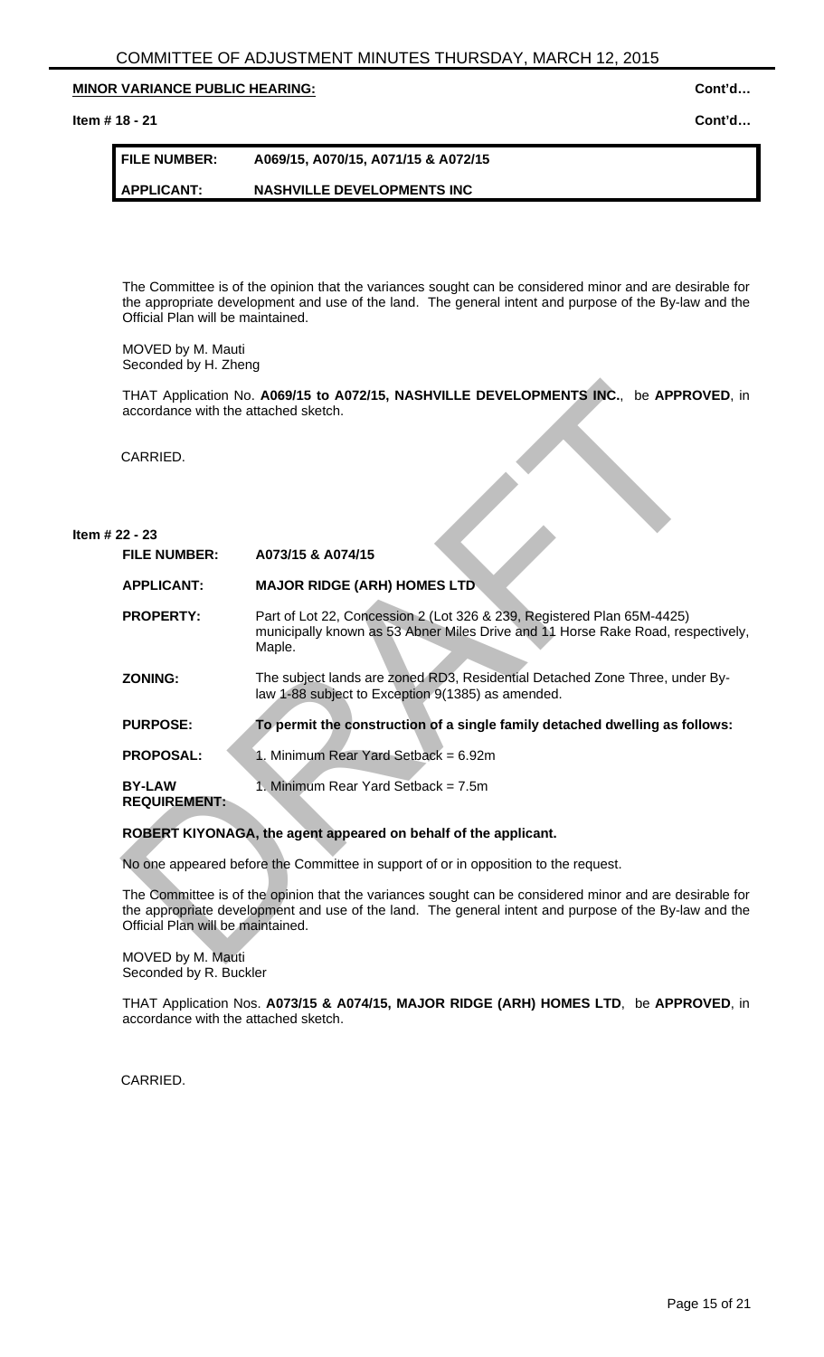**MINOR VARIANCE PUBLIC HEARING:** **Cont'd…**

**Item # 18 - 21** **Cont'd…**

| **FILE NUMBER:** | **A069/15, A070/15, A071/15 & A072/15** |
|---|---|
| **APPLICANT:** | **NASHVILLE DEVELOPMENTS INC** |

The Committee is of the opinion that the variances sought can be considered minor and are desirable for the appropriate development and use of the land. The general intent and purpose of the By-law and the Official Plan will be maintained.

MOVED by M. Mauti
Seconded by H. Zheng

THAT Application No. **A069/15 to A072/15, NASHVILLE DEVELOPMENTS INC.**, be **APPROVED**, in accordance with the attached sketch.

CARRIED.

**Item # 22 - 23**

**FILE NUMBER:** A073/15 & A074/15

**APPLICANT:** **MAJOR RIDGE (ARH) HOMES LTD**

**PROPERTY:** Part of Lot 22, Concession 2 (Lot 326 & 239, Registered Plan 65M-4425) municipally known as 53 Abner Miles Drive and 11 Horse Rake Road, respectively, Maple.

**ZONING:** The subject lands are zoned RD3, Residential Detached Zone Three, under By-law 1-88 subject to Exception 9(1385) as amended.

**PURPOSE:** **To permit the construction of a single family detached dwelling as follows:**

**PROPOSAL:** 1. Minimum Rear Yard Setback = 6.92m

**BY-LAW REQUIREMENT:** 1. Minimum Rear Yard Setback = 7.5m

**ROBERT KIYONAGA, the agent appeared on behalf of the applicant.**

No one appeared before the Committee in support of or in opposition to the request.

The Committee is of the opinion that the variances sought can be considered minor and are desirable for the appropriate development and use of the land. The general intent and purpose of the By-law and the Official Plan will be maintained.

MOVED by M. Mauti
Seconded by R. Buckler

THAT Application Nos. **A073/15 & A074/15, MAJOR RIDGE (ARH) HOMES LTD**, be **APPROVED**, in accordance with the attached sketch.

CARRIED.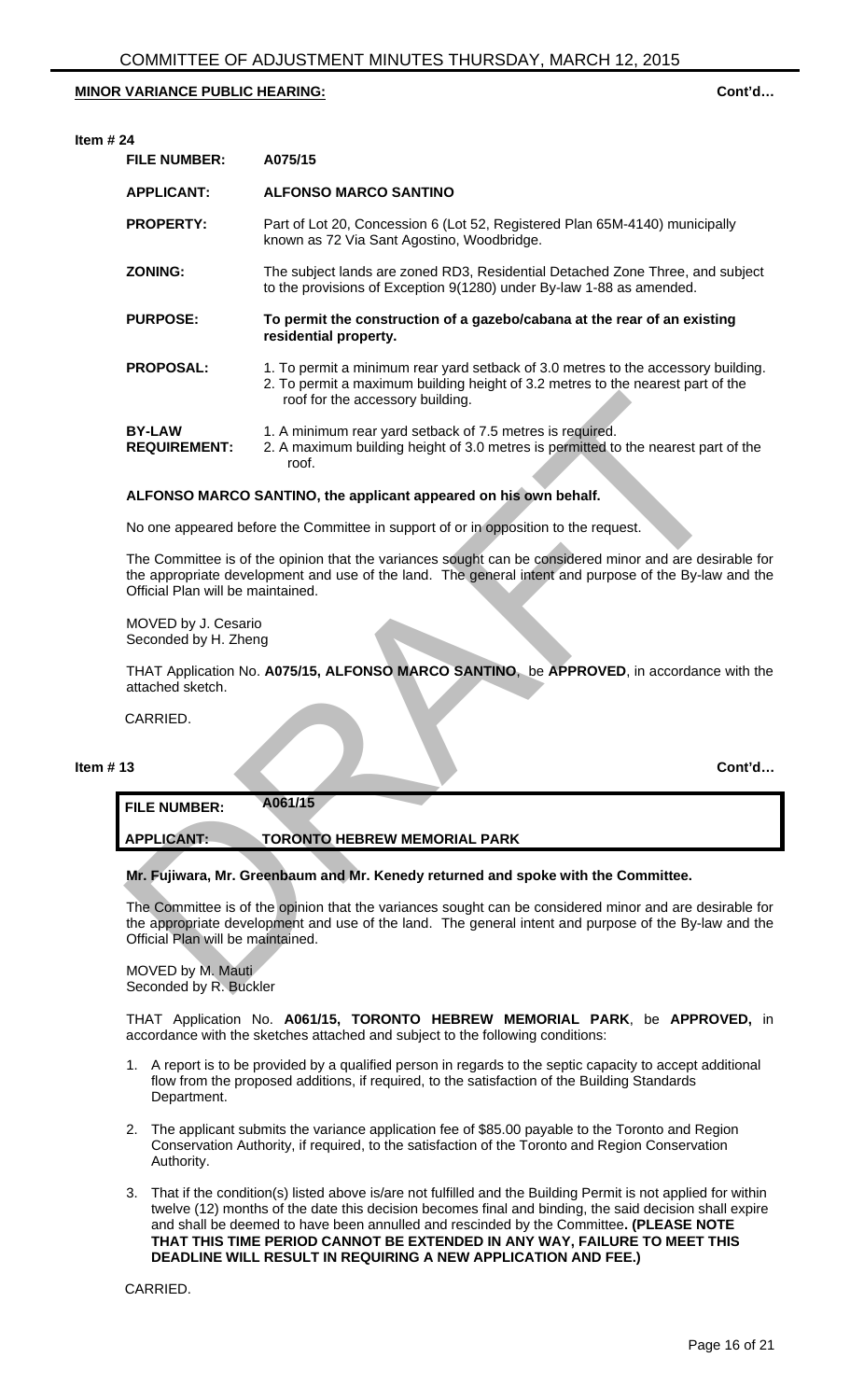**MINOR VARIANCE PUBLIC HEARING:** **Cont'd…**

**Item # 24**

| | |
|---|---|
| **FILE NUMBER:** | **A075/15** |
| **APPLICANT:** | **ALFONSO MARCO SANTINO** |
| **PROPERTY:** | Part of Lot 20, Concession 6 (Lot 52, Registered Plan 65M-4140) municipally known as 72 Via Sant Agostino, Woodbridge. |
| **ZONING:** | The subject lands are zoned RD3, Residential Detached Zone Three, and subject to the provisions of Exception 9(1280) under By-law 1-88 as amended. |
| **PURPOSE:** | **To permit the construction of a gazebo/cabana at the rear of an existing residential property.** |
| **PROPOSAL:** | 1. To permit a minimum rear yard setback of 3.0 metres to the accessory building. 2. To permit a maximum building height of 3.2 metres to the nearest part of the roof for the accessory building. |
| **BY-LAW REQUIREMENT:** | 1. A minimum rear yard setback of 7.5 metres is required. 2. A maximum building height of 3.0 metres is permitted to the nearest part of the roof. |

**ALFONSO MARCO SANTINO, the applicant appeared on his own behalf.**

No one appeared before the Committee in support of or in opposition to the request.

The Committee is of the opinion that the variances sought can be considered minor and are desirable for the appropriate development and use of the land. The general intent and purpose of the By-law and the Official Plan will be maintained.

MOVED by J. Cesario
Seconded by H. Zheng

THAT Application No. **A075/15, ALFONSO MARCO SANTINO**, be **APPROVED**, in accordance with the attached sketch.

CARRIED.

**Item # 13** **Cont'd…**

| | |
|---|---|
| **FILE NUMBER:** | **A061/15** |
| **APPLICANT:** | **TORONTO HEBREW MEMORIAL PARK** |

**Mr. Fujiwara, Mr. Greenbaum and Mr. Kenedy returned and spoke with the Committee.**

The Committee is of the opinion that the variances sought can be considered minor and are desirable for the appropriate development and use of the land. The general intent and purpose of the By-law and the Official Plan will be maintained.

MOVED by M. Mauti
Seconded by R. Buckler

THAT Application No. **A061/15, TORONTO HEBREW MEMORIAL PARK**, be **APPROVED,** in accordance with the sketches attached and subject to the following conditions:

1. A report is to be provided by a qualified person in regards to the septic capacity to accept additional flow from the proposed additions, if required, to the satisfaction of the Building Standards Department.

2. The applicant submits the variance application fee of $85.00 payable to the Toronto and Region Conservation Authority, if required, to the satisfaction of the Toronto and Region Conservation Authority.

3. That if the condition(s) listed above is/are not fulfilled and the Building Permit is not applied for within twelve (12) months of the date this decision becomes final and binding, the said decision shall expire and shall be deemed to have been annulled and rescinded by the Committee**. (PLEASE NOTE THAT THIS TIME PERIOD CANNOT BE EXTENDED IN ANY WAY, FAILURE TO MEET THIS DEADLINE WILL RESULT IN REQUIRING A NEW APPLICATION AND FEE.)**

CARRIED.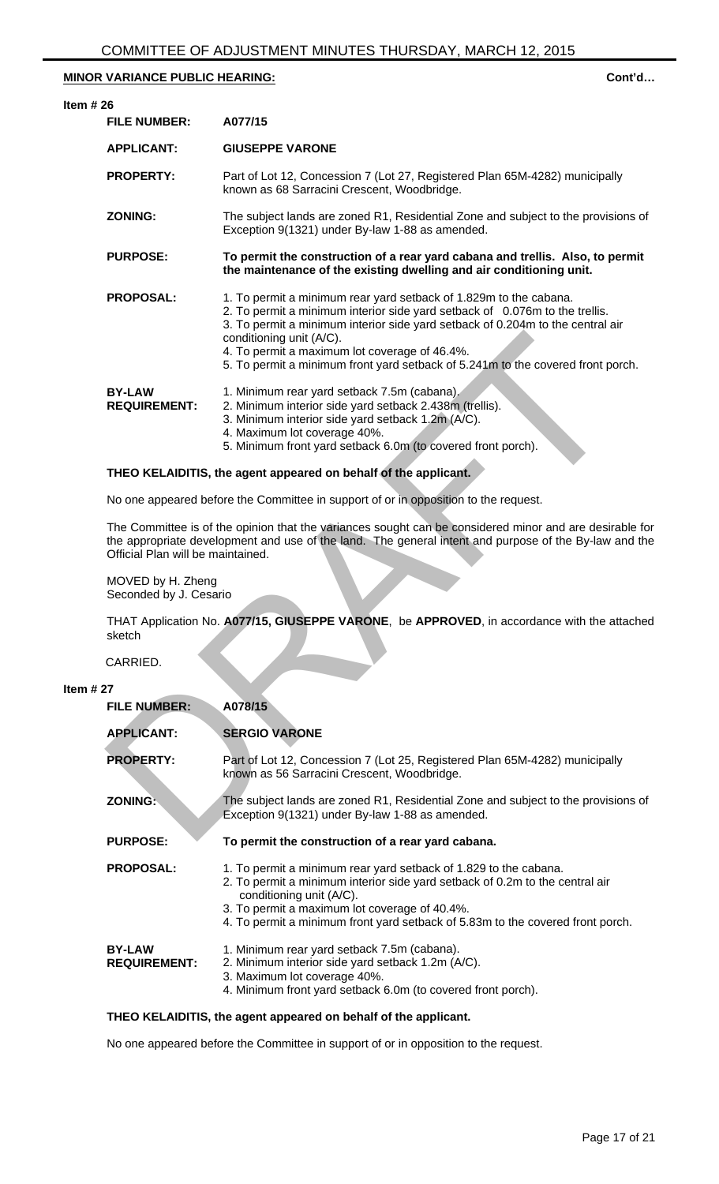## MINOR VARIANCE PUBLIC HEARING: Cont'd…

**Item # 26**

| | |
|---|---|
| **FILE NUMBER:** | **A077/15** |
| **APPLICANT:** | **GIUSEPPE VARONE** |
| **PROPERTY:** | Part of Lot 12, Concession 7 (Lot 27, Registered Plan 65M-4282) municipally known as 68 Sarracini Crescent, Woodbridge. |
| **ZONING:** | The subject lands are zoned R1, Residential Zone and subject to the provisions of Exception 9(1321) under By-law 1-88 as amended. |
| **PURPOSE:** | **To permit the construction of a rear yard cabana and trellis. Also, to permit the maintenance of the existing dwelling and air conditioning unit.** |
| **PROPOSAL:** | 1. To permit a minimum rear yard setback of 1.829m to the cabana.<br>2. To permit a minimum interior side yard setback of 0.076m to the trellis.<br>3. To permit a minimum interior side yard setback of 0.204m to the central air conditioning unit (A/C).<br>4. To permit a maximum lot coverage of 46.4%.<br>5. To permit a minimum front yard setback of 5.241m to the covered front porch. |
| **BY-LAW REQUIREMENT:** | 1. Minimum rear yard setback 7.5m (cabana).<br>2. Minimum interior side yard setback 2.438m (trellis).<br>3. Minimum interior side yard setback 1.2m (A/C).<br>4. Maximum lot coverage 40%.<br>5. Minimum front yard setback 6.0m (to covered front porch). |

**THEO KELAIDITIS, the agent appeared on behalf of the applicant.**

No one appeared before the Committee in support of or in opposition to the request.

The Committee is of the opinion that the variances sought can be considered minor and are desirable for the appropriate development and use of the land. The general intent and purpose of the By-law and the Official Plan will be maintained.

MOVED by H. Zheng
Seconded by J. Cesario

THAT Application No. **A077/15, GIUSEPPE VARONE**, be **APPROVED**, in accordance with the attached sketch

CARRIED.

**Item # 27**

| | |
|---|---|
| **FILE NUMBER:** | **A078/15** |
| **APPLICANT:** | **SERGIO VARONE** |
| **PROPERTY:** | Part of Lot 12, Concession 7 (Lot 25, Registered Plan 65M-4282) municipally known as 56 Sarracini Crescent, Woodbridge. |
| **ZONING:** | The subject lands are zoned R1, Residential Zone and subject to the provisions of Exception 9(1321) under By-law 1-88 as amended. |
| **PURPOSE:** | **To permit the construction of a rear yard cabana.** |
| **PROPOSAL:** | 1. To permit a minimum rear yard setback of 1.829 to the cabana.<br>2. To permit a minimum interior side yard setback of 0.2m to the central air conditioning unit (A/C).<br>3. To permit a maximum lot coverage of 40.4%.<br>4. To permit a minimum front yard setback of 5.83m to the covered front porch. |
| **BY-LAW REQUIREMENT:** | 1. Minimum rear yard setback 7.5m (cabana).<br>2. Minimum interior side yard setback 1.2m (A/C).<br>3. Maximum lot coverage 40%.<br>4. Minimum front yard setback 6.0m (to covered front porch). |

**THEO KELAIDITIS, the agent appeared on behalf of the applicant.**

No one appeared before the Committee in support of or in opposition to the request.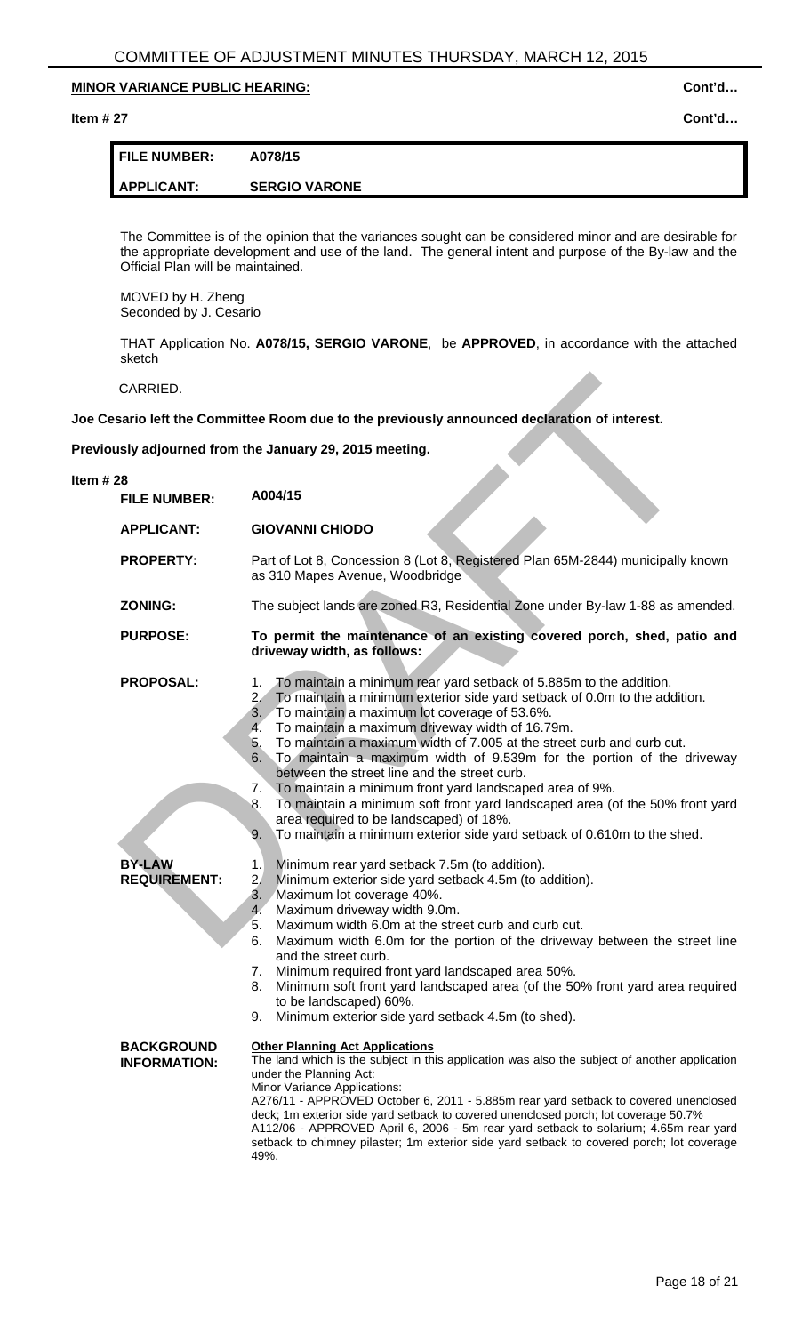**MINOR VARIANCE PUBLIC HEARING:** Cont'd…

**Item # 27** Cont'd…

| **FILE NUMBER:** | **A078/15** |
|---|---|
| **APPLICANT:** | **SERGIO VARONE** |

The Committee is of the opinion that the variances sought can be considered minor and are desirable for the appropriate development and use of the land. The general intent and purpose of the By-law and the Official Plan will be maintained.

MOVED by H. Zheng
Seconded by J. Cesario

THAT Application No. **A078/15, SERGIO VARONE**, be **APPROVED**, in accordance with the attached sketch

CARRIED.

**Joe Cesario left the Committee Room due to the previously announced declaration of interest.**

**Previously adjourned from the January 29, 2015 meeting.**

**Item # 28**

**FILE NUMBER:** A004/15

**APPLICANT:** GIOVANNI CHIODO

**PROPERTY:** Part of Lot 8, Concession 8 (Lot 8, Registered Plan 65M-2844) municipally known as 310 Mapes Avenue, Woodbridge

**ZONING:** The subject lands are zoned R3, Residential Zone under By-law 1-88 as amended.

**PURPOSE:** **To permit the maintenance of an existing covered porch, shed, patio and driveway width, as follows:**

**PROPOSAL:**

1. To maintain a minimum rear yard setback of 5.885m to the addition.
2. To maintain a minimum exterior side yard setback of 0.0m to the addition.
3. To maintain a maximum lot coverage of 53.6%.
4. To maintain a maximum driveway width of 16.79m.
5. To maintain a maximum width of 7.005 at the street curb and curb cut.
6. To maintain a maximum width of 9.539m for the portion of the driveway between the street line and the street curb.
7. To maintain a minimum front yard landscaped area of 9%.
8. To maintain a minimum soft front yard landscaped area (of the 50% front yard area required to be landscaped) of 18%.
9. To maintain a minimum exterior side yard setback of 0.610m to the shed.

**BY-LAW REQUIREMENT:**

1. Minimum rear yard setback 7.5m (to addition).
2. Minimum exterior side yard setback 4.5m (to addition).
3. Maximum lot coverage 40%.
4. Maximum driveway width 9.0m.
5. Maximum width 6.0m at the street curb and curb cut.
6. Maximum width 6.0m for the portion of the driveway between the street line and the street curb.
7. Minimum required front yard landscaped area 50%.
8. Minimum soft front yard landscaped area (of the 50% front yard area required to be landscaped) 60%.
9. Minimum exterior side yard setback 4.5m (to shed).

**BACKGROUND INFORMATION:**

**Other Planning Act Applications**
The land which is the subject in this application was also the subject of another application under the Planning Act:
Minor Variance Applications:
A276/11 - APPROVED October 6, 2011 - 5.885m rear yard setback to covered unenclosed deck; 1m exterior side yard setback to covered unenclosed porch; lot coverage 50.7%
A112/06 - APPROVED April 6, 2006 - 5m rear yard setback to solarium; 4.65m rear yard setback to chimney pilaster; 1m exterior side yard setback to covered porch; lot coverage 49%.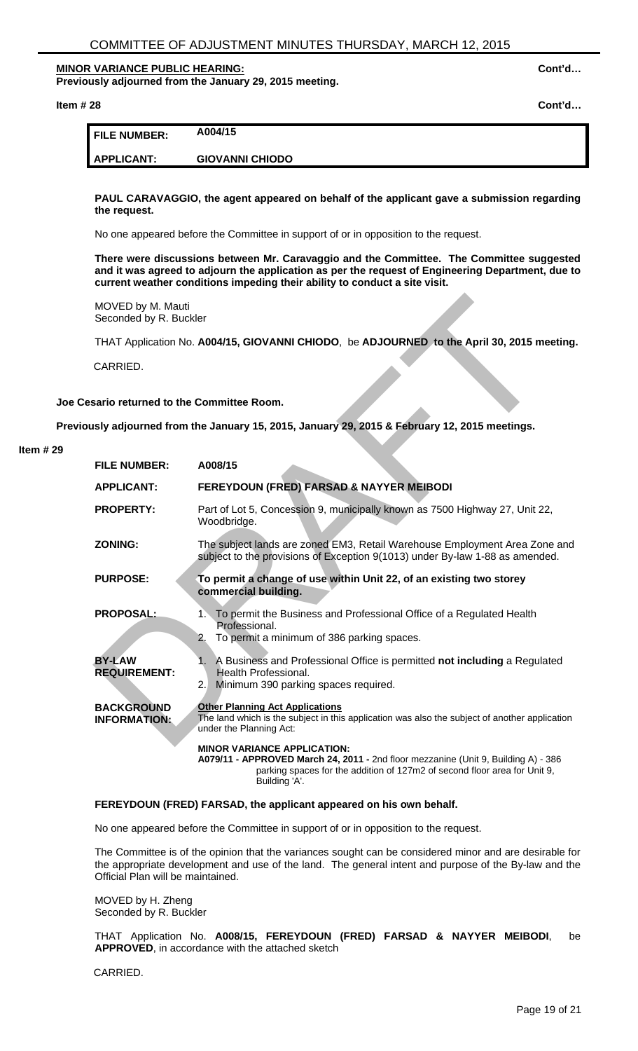**MINOR VARIANCE PUBLIC HEARING:** **Cont'd…**
**Previously adjourned from the January 29, 2015 meeting.**

**Item # 28** **Cont'd…**

| **FILE NUMBER:** | **A004/15** |
|---|---|
| **APPLICANT:** | **GIOVANNI CHIODO** |

**PAUL CARAVAGGIO, the agent appeared on behalf of the applicant gave a submission regarding the request.**

No one appeared before the Committee in support of or in opposition to the request.

**There were discussions between Mr. Caravaggio and the Committee. The Committee suggested and it was agreed to adjourn the application as per the request of Engineering Department, due to current weather conditions impeding their ability to conduct a site visit.**

MOVED by M. Mauti
Seconded by R. Buckler

THAT Application No. **A004/15, GIOVANNI CHIODO**, be **ADJOURNED to the April 30, 2015 meeting.**

CARRIED.

**Joe Cesario returned to the Committee Room.**

**Previously adjourned from the January 15, 2015, January 29, 2015 & February 12, 2015 meetings.**

**Item # 29**

| | |
|---|---|
| **FILE NUMBER:** | **A008/15** |
| **APPLICANT:** | **FEREYDOUN (FRED) FARSAD & NAYYER MEIBODI** |
| **PROPERTY:** | Part of Lot 5, Concession 9, municipally known as 7500 Highway 27, Unit 22, Woodbridge. |
| **ZONING:** | The subject lands are zoned EM3, Retail Warehouse Employment Area Zone and subject to the provisions of Exception 9(1013) under By-law 1-88 as amended. |
| **PURPOSE:** | **To permit a change of use within Unit 22, of an existing two storey commercial building.** |
| **PROPOSAL:** | 1. To permit the Business and Professional Office of a Regulated Health Professional.<br>2. To permit a minimum of 386 parking spaces. |
| **BY-LAW REQUIREMENT:** | 1. A Business and Professional Office is permitted **not including** a Regulated Health Professional.<br>2. Minimum 390 parking spaces required. |
| **BACKGROUND INFORMATION:** | **Other Planning Act Applications**<br>The land which is the subject in this application was also the subject of another application under the Planning Act:<br><br>**MINOR VARIANCE APPLICATION:**<br>**A079/11 - APPROVED March 24, 2011 -** 2nd floor mezzanine (Unit 9, Building A) - 386 parking spaces for the addition of 127m2 of second floor area for Unit 9, Building 'A'. |

**FEREYDOUN (FRED) FARSAD, the applicant appeared on his own behalf.**

No one appeared before the Committee in support of or in opposition to the request.

The Committee is of the opinion that the variances sought can be considered minor and are desirable for the appropriate development and use of the land. The general intent and purpose of the By-law and the Official Plan will be maintained.

MOVED by H. Zheng
Seconded by R. Buckler

THAT Application No. **A008/15, FEREYDOUN (FRED) FARSAD & NAYYER MEIBODI**, be **APPROVED**, in accordance with the attached sketch

CARRIED.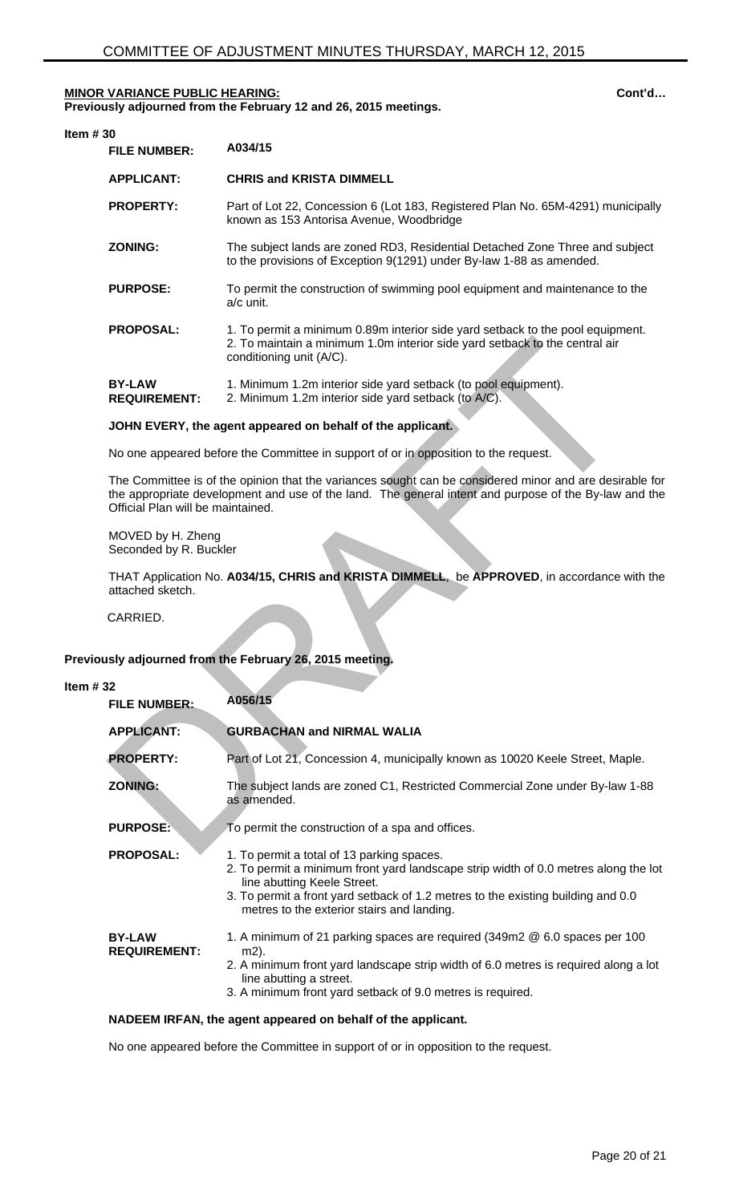**MINOR VARIANCE PUBLIC HEARING:** **Cont'd…**

**Previously adjourned from the February 12 and 26, 2015 meetings.**

**Item # 30**

| | |
|---|---|
| **FILE NUMBER:** | **A034/15** |
| **APPLICANT:** | **CHRIS and KRISTA DIMMELL** |
| **PROPERTY:** | Part of Lot 22, Concession 6 (Lot 183, Registered Plan No. 65M-4291) municipally known as 153 Antorisa Avenue, Woodbridge |
| **ZONING:** | The subject lands are zoned RD3, Residential Detached Zone Three and subject to the provisions of Exception 9(1291) under By-law 1-88 as amended. |
| **PURPOSE:** | To permit the construction of swimming pool equipment and maintenance to the a/c unit. |
| **PROPOSAL:** | 1. To permit a minimum 0.89m interior side yard setback to the pool equipment.<br>2. To maintain a minimum 1.0m interior side yard setback to the central air conditioning unit (A/C). |
| **BY-LAW REQUIREMENT:** | 1. Minimum 1.2m interior side yard setback (to pool equipment).<br>2. Minimum 1.2m interior side yard setback (to A/C). |

**JOHN EVERY, the agent appeared on behalf of the applicant.**

No one appeared before the Committee in support of or in opposition to the request.

The Committee is of the opinion that the variances sought can be considered minor and are desirable for the appropriate development and use of the land. The general intent and purpose of the By-law and the Official Plan will be maintained.

MOVED by H. Zheng
Seconded by R. Buckler

THAT Application No. **A034/15, CHRIS and KRISTA DIMMELL**, be **APPROVED**, in accordance with the attached sketch.

CARRIED.

**Previously adjourned from the February 26, 2015 meeting.**

**Item # 32**

| | |
|---|---|
| **FILE NUMBER:** | **A056/15** |
| **APPLICANT:** | **GURBACHAN and NIRMAL WALIA** |
| **PROPERTY:** | Part of Lot 21, Concession 4, municipally known as 10020 Keele Street, Maple. |
| **ZONING:** | The subject lands are zoned C1, Restricted Commercial Zone under By-law 1-88 as amended. |
| **PURPOSE:** | To permit the construction of a spa and offices. |
| **PROPOSAL:** | 1. To permit a total of 13 parking spaces.<br>2. To permit a minimum front yard landscape strip width of 0.0 metres along the lot line abutting Keele Street.<br>3. To permit a front yard setback of 1.2 metres to the existing building and 0.0 metres to the exterior stairs and landing. |
| **BY-LAW REQUIREMENT:** | 1. A minimum of 21 parking spaces are required (349m2 @ 6.0 spaces per 100 m2).<br>2. A minimum front yard landscape strip width of 6.0 metres is required along a lot line abutting a street.<br>3. A minimum front yard setback of 9.0 metres is required. |

**NADEEM IRFAN, the agent appeared on behalf of the applicant.**

No one appeared before the Committee in support of or in opposition to the request.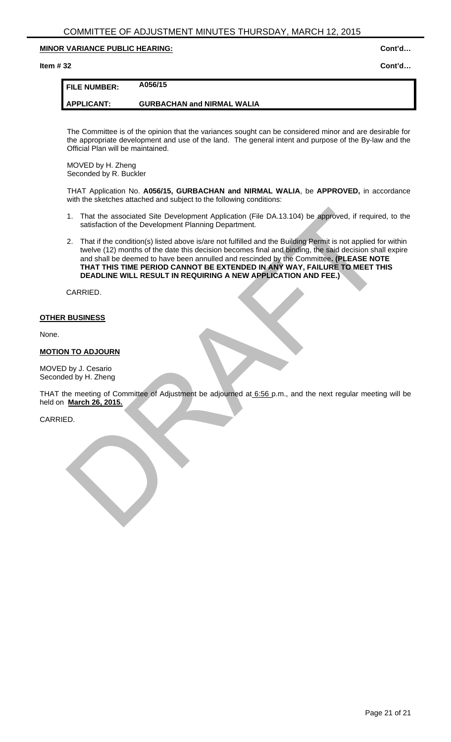**MINOR VARIANCE PUBLIC HEARING:** **Cont'd…**

**Item # 32** **Cont'd…**

| | |
|---|---|
| **FILE NUMBER:** | **A056/15** |
| **APPLICANT:** | **GURBACHAN and NIRMAL WALIA** |

The Committee is of the opinion that the variances sought can be considered minor and are desirable for the appropriate development and use of the land. The general intent and purpose of the By-law and the Official Plan will be maintained.

MOVED by H. Zheng
Seconded by R. Buckler

THAT Application No. **A056/15, GURBACHAN and NIRMAL WALIA**, be **APPROVED,** in accordance with the sketches attached and subject to the following conditions:

1. That the associated Site Development Application (File DA.13.104) be approved, if required, to the satisfaction of the Development Planning Department.
2. That if the condition(s) listed above is/are not fulfilled and the Building Permit is not applied for within twelve (12) months of the date this decision becomes final and binding, the said decision shall expire and shall be deemed to have been annulled and rescinded by the Committee**. (PLEASE NOTE THAT THIS TIME PERIOD CANNOT BE EXTENDED IN ANY WAY, FAILURE TO MEET THIS DEADLINE WILL RESULT IN REQUIRING A NEW APPLICATION AND FEE.)**

CARRIED.

## OTHER BUSINESS

None.

## MOTION TO ADJOURN

MOVED by J. Cesario
Seconded by H. Zheng

THAT the meeting of Committee of Adjustment be adjourned at 6:56 p.m., and the next regular meeting will be held on **March 26, 2015.**

CARRIED.